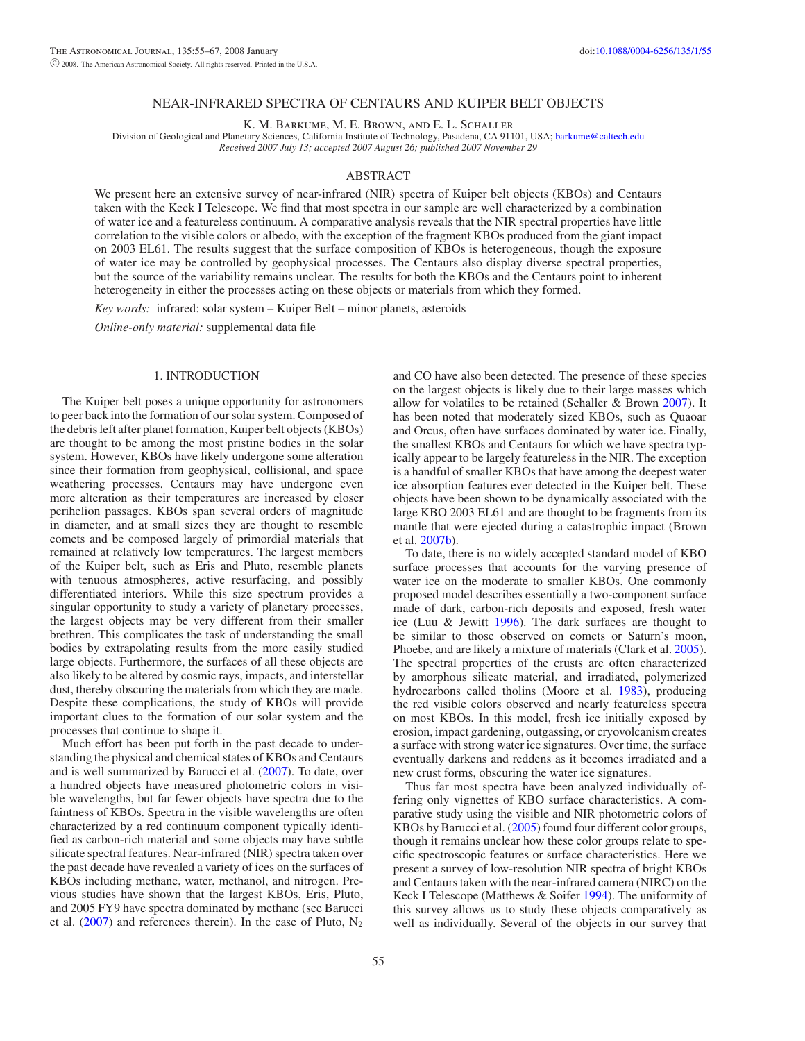# NEAR-INFRARED SPECTRA OF CENTAURS AND KUIPER BELT OBJECTS

K. M. Barkume, M. E. Brown, and E. L. Schaller

Division of Geological and Planetary Sciences, California Institute of Technology, Pasadena, CA 91101, USA; barkume@caltech.edu

*Received 2007 July 13; accepted 2007 August 26; published 2007 November 29*

## ABSTRACT

We present here an extensive survey of near-infrared (NIR) spectra of Kuiper belt objects (KBOs) and Centaurs taken with the Keck I Telescope. We find that most spectra in our sample are well characterized by a combination of water ice and a featureless continuum. A comparative analysis reveals that the NIR spectral properties have little correlation to the visible colors or albedo, with the exception of the fragment KBOs produced from the giant impact on 2003 EL61. The results suggest that the surface composition of KBOs is heterogeneous, though the exposure of water ice may be controlled by geophysical processes. The Centaurs also display diverse spectral properties, but the source of the variability remains unclear. The results for both the KBOs and the Centaurs point to inherent heterogeneity in either the processes acting on these objects or materials from which they formed.

*Key words:* infrared: solar system – Kuiper Belt – minor planets, asteroids

*Online-only material:* supplemental data file

## 1. INTRODUCTION

The Kuiper belt poses a unique opportunity for astronomers to peer back into the formation of our solar system. Composed of the debris left after planet formation, Kuiper belt objects (KBOs) are thought to be among the most pristine bodies in the solar system. However, KBOs have likely undergone some alteration since their formation from geophysical, collisional, and space weathering processes. Centaurs may have undergone even more alteration as their temperatures are increased by closer perihelion passages. KBOs span several orders of magnitude in diameter, and at small sizes they are thought to resemble comets and be composed largely of primordial materials that remained at relatively low temperatures. The largest members of the Kuiper belt, such as Eris and Pluto, resemble planets with tenuous atmospheres, active resurfacing, and possibly differentiated interiors. While this size spectrum provides a singular opportunity to study a variety of planetary processes, the largest objects may be very different from their smaller brethren. This complicates the task of understanding the small bodies by extrapolating results from the more easily studied large objects. Furthermore, the surfaces of all these objects are also likely to be altered by cosmic rays, impacts, and interstellar dust, thereby obscuring the materials from which they are made. Despite these complications, the study of KBOs will provide important clues to the formation of our solar system and the processes that continue to shape it.

Much effort has been put forth in the past decade to understanding the physical and chemical states of KBOs and Centaurs and is well summarized by Barucci et al. (2007). To date, over a hundred objects have measured photometric colors in visible wavelengths, but far fewer objects have spectra due to the faintness of KBOs. Spectra in the visible wavelengths are often characterized by a red continuum component typically identified as carbon-rich material and some objects may have subtle silicate spectral features. Near-infrared (NIR) spectra taken over the past decade have revealed a variety of ices on the surfaces of KBOs including methane, water, methanol, and nitrogen. Previous studies have shown that the largest KBOs, Eris, Pluto, and 2005 FY9 have spectra dominated by methane (see Barucci et al. (2007) and references therein). In the case of Pluto, $N_2$ and CO have also been detected. The presence of these species on the largest objects is likely due to their large masses which allow for volatiles to be retained (Schaller & Brown 2007). It has been noted that moderately sized KBOs, such as Quaoar and Orcus, often have surfaces dominated by water ice. Finally, the smallest KBOs and Centaurs for which we have spectra typically appear to be largely featureless in the NIR. The exception is a handful of smaller KBOs that have among the deepest water ice absorption features ever detected in the Kuiper belt. These objects have been shown to be dynamically associated with the large KBO 2003 EL61 and are thought to be fragments from its mantle that were ejected during a catastrophic impact (Brown et al. 2007b).

To date, there is no widely accepted standard model of KBO surface processes that accounts for the varying presence of water ice on the moderate to smaller KBOs. One commonly proposed model describes essentially a two-component surface made of dark, carbon-rich deposits and exposed, fresh water ice (Luu & Jewitt 1996). The dark surfaces are thought to be similar to those observed on comets or Saturn's moon, Phoebe, and are likely a mixture of materials (Clark et al. 2005). The spectral properties of the crusts are often characterized by amorphous silicate material, and irradiated, polymerized hydrocarbons called tholins (Moore et al. 1983), producing the red visible colors observed and nearly featureless spectra on most KBOs. In this model, fresh ice initially exposed by erosion, impact gardening, outgassing, or cryovolcanism creates a surface with strong water ice signatures. Over time, the surface eventually darkens and reddens as it becomes irradiated and a new crust forms, obscuring the water ice signatures.

Thus far most spectra have been analyzed individually offering only vignettes of KBO surface characteristics. A comparative study using the visible and NIR photometric colors of KBOs by Barucci et al. (2005) found four different color groups, though it remains unclear how these color groups relate to specific spectroscopic features or surface characteristics. Here we present a survey of low-resolution NIR spectra of bright KBOs and Centaurs taken with the near-infrared camera (NIRC) on the Keck I Telescope (Matthews & Soifer 1994). The uniformity of this survey allows us to study these objects comparatively as well as individually. Several of the objects in our survey that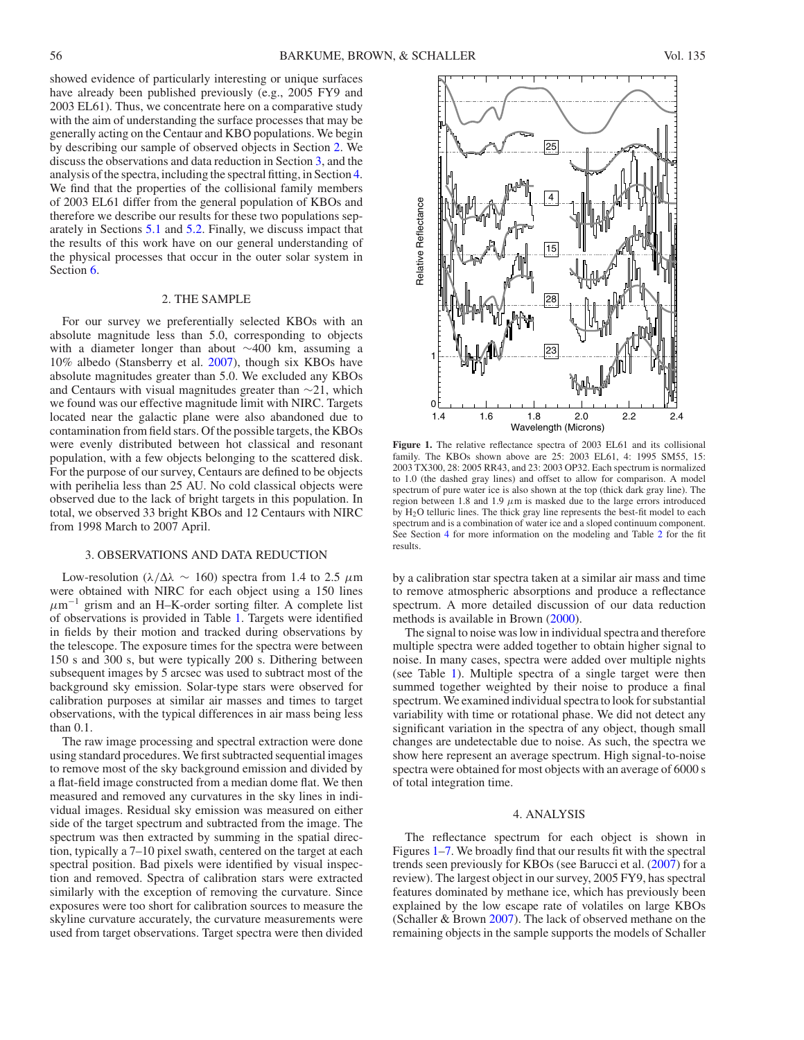showed evidence of particularly interesting or unique surfaces have already been published previously (e.g., 2005 FY9 and 2003 EL61). Thus, we concentrate here on a comparative study with the aim of understanding the surface processes that may be generally acting on the Centaur and KBO populations. We begin by describing our sample of observed objects in Section 2. We discuss the observations and data reduction in Section 3, and the analysis of the spectra, including the spectral fitting, in Section 4. We find that the properties of the collisional family members of 2003 EL61 differ from the general population of KBOs and therefore we describe our results for these two populations separately in Sections 5.1 and 5.2. Finally, we discuss impact that the results of this work have on our general understanding of the physical processes that occur in the outer solar system in Section 6.

## 2. THE SAMPLE

For our survey we preferentially selected KBOs with an absolute magnitude less than 5.0, corresponding to objects with a diameter longer than about ∼400 km, assuming a 10% albedo (Stansberry et al. 2007), though six KBOs have absolute magnitudes greater than 5.0. We excluded any KBOs and Centaurs with visual magnitudes greater than ∼21, which we found was our effective magnitude limit with NIRC. Targets located near the galactic plane were also abandoned due to contamination from field stars. Of the possible targets, the KBOs were evenly distributed between hot classical and resonant population, with a few objects belonging to the scattered disk. For the purpose of our survey, Centaurs are defined to be objects with perihelia less than 25 AU. No cold classical objects were observed due to the lack of bright targets in this population. In total, we observed 33 bright KBOs and 12 Centaurs with NIRC from 1998 March to 2007 April.

## 3. OBSERVATIONS AND DATA REDUCTION

Low-resolution ($\lambda/\Delta\lambda \sim 160$) spectra from 1.4 to 2.5 $\mu$m were obtained with NIRC for each object using a 150 lines $\mu\mathrm{m}^{-1}$ grism and an H–K-order sorting filter. A complete list of observations is provided in Table 1. Targets were identified in fields by their motion and tracked during observations by the telescope. The exposure times for the spectra were between 150 s and 300 s, but were typically 200 s. Dithering between subsequent images by 5 arcsec was used to subtract most of the background sky emission. Solar-type stars were observed for calibration purposes at similar air masses and times to target observations, with the typical differences in air mass being less than 0.1.

The raw image processing and spectral extraction were done using standard procedures. We first subtracted sequential images to remove most of the sky background emission and divided by a flat-field image constructed from a median dome flat. We then measured and removed any curvatures in the sky lines in individual images. Residual sky emission was measured on either side of the target spectrum and subtracted from the image. The spectrum was then extracted by summing in the spatial direction, typically a 7–10 pixel swath, centered on the target at each spectral position. Bad pixels were identified by visual inspection and removed. Spectra of calibration stars were extracted similarly with the exception of removing the curvature. Since exposures were too short for calibration sources to measure the skyline curvature accurately, the curvature measurements were used from target observations. Target spectra were then divided by a calibration star spectra taken at a similar air mass and time to remove atmospheric absorptions and produce a reflectance spectrum. A more detailed discussion of our data reduction methods is available in Brown (2000).

**Figure 1.** The relative reflectance spectra of 2003 EL61 and its collisional family. The KBOs shown above are 25: 2003 EL61, 4: 1995 SM55, 15: 2003 TX300, 28: 2005 RR43, and 23: 2003 OP32. Each spectrum is normalized to 1.0 (the dashed gray lines) and offset to allow for comparison. A model spectrum of pure water ice is also shown at the top (thick dark gray line). The region between 1.8 and 1.9 $\mu$m is masked due to the large errors introduced by $H_2O$ telluric lines. The thick gray line represents the best-fit model to each spectrum and is a combination of water ice and a sloped continuum component. See Section 4 for more information on the modeling and Table 2 for the fit results.

The signal to noise was low in individual spectra and therefore multiple spectra were added together to obtain higher signal to noise. In many cases, spectra were added over multiple nights (see Table 1). Multiple spectra of a single target were then summed together weighted by their noise to produce a final spectrum. We examined individual spectra to look for substantial variability with time or rotational phase. We did not detect any significant variation in the spectra of any object, though small changes are undetectable due to noise. As such, the spectra we show here represent an average spectrum. High signal-to-noise spectra were obtained for most objects with an average of 6000 s of total integration time.

## 4. ANALYSIS

The reflectance spectrum for each object is shown in Figures 1–7. We broadly find that our results fit with the spectral trends seen previously for KBOs (see Barucci et al. (2007) for a review). The largest object in our survey, 2005 FY9, has spectral features dominated by methane ice, which has previously been explained by the low escape rate of volatiles on large KBOs (Schaller & Brown 2007). The lack of observed methane on the remaining objects in the sample supports the models of Schaller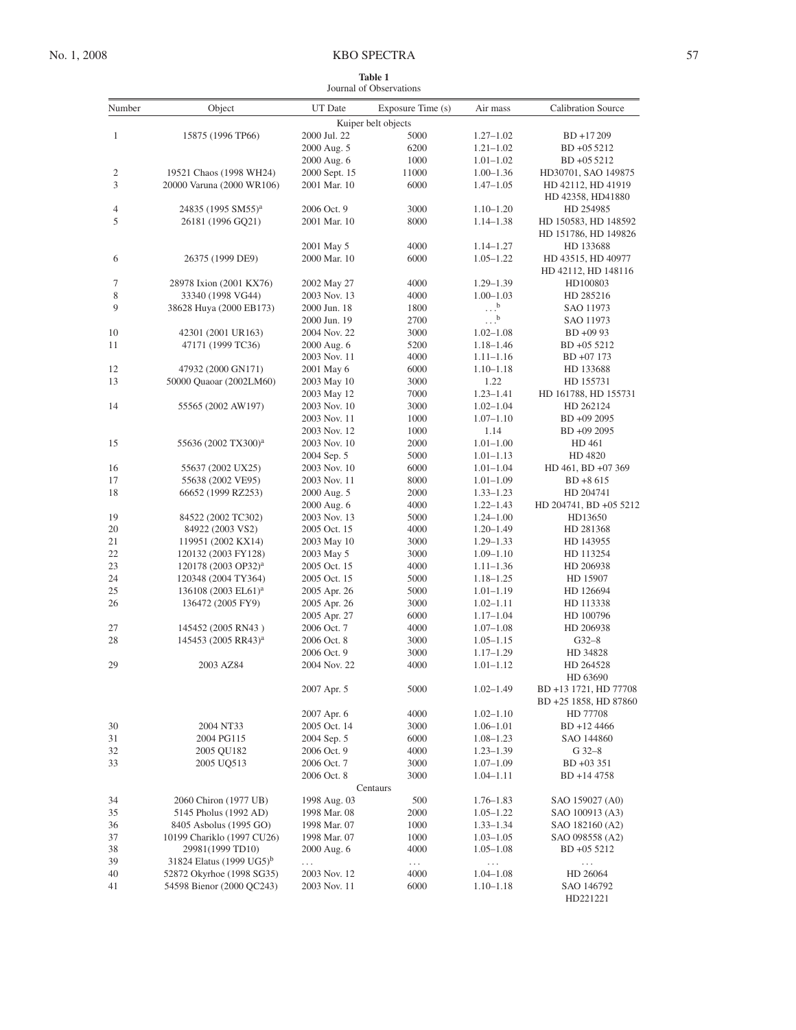**Table 1**
Journal of Observations

| Number | Object | UT Date | Exposure Time (s) | Air mass | Calibration Source |
|---|---|---|---|---|---|
| | | | Kuiper belt objects | | |
| 1 | 15875 (1996 TP66) | 2000 Jul. 22 | 5000 | 1.27–1.02 | BD +17 209 |
| | | 2000 Aug. 5 | 6200 | 1.21–1.02 | BD +05 5212 |
| | | 2000 Aug. 6 | 1000 | 1.01–1.02 | BD +05 5212 |
| 2 | 19521 Chaos (1998 WH24) | 2000 Sept. 15 | 11000 | 1.00–1.36 | HD30701, SAO 149875 |
| 3 | 20000 Varuna (2000 WR106) | 2001 Mar. 10 | 6000 | 1.47–1.05 | HD 42112, HD 41919 HD 42358, HD41880 |
| 4 | 24835 (1995 SM55)[a] | 2006 Oct. 9 | 3000 | 1.10–1.20 | HD 254985 |
| 5 | 26181 (1996 GQ21) | 2001 Mar. 10 | 8000 | 1.14–1.38 | HD 150583, HD 148592 HD 151786, HD 149826 |
| | | 2001 May 5 | 4000 | 1.14–1.27 | HD 133688 |
| 6 | 26375 (1999 DE9) | 2000 Mar. 10 | 6000 | 1.05–1.22 | HD 43515, HD 40977 HD 42112, HD 148116 |
| 7 | 28978 Ixion (2001 KX76) | 2002 May 27 | 4000 | 1.29–1.39 | HD100803 |
| 8 | 33340 (1998 VG44) | 2003 Nov. 13 | 4000 | 1.00–1.03 | HD 285216 |
| 9 | 38628 Huya (2000 EB173) | 2000 Jun. 18 | 1800 | ...[b] | SAO 11973 |
| | | 2000 Jun. 19 | 2700 | ...[b] | SAO 11973 |
| 10 | 42301 (2001 UR163) | 2004 Nov. 22 | 3000 | 1.02–1.08 | BD +09 93 |
| 11 | 47171 (1999 TC36) | 2000 Aug. 6 | 5200 | 1.18–1.46 | BD +05 5212 |
| | | 2003 Nov. 11 | 4000 | 1.11–1.16 | BD +07 173 |
| 12 | 47932 (2000 GN171) | 2001 May 6 | 6000 | 1.10–1.18 | HD 133688 |
| 13 | 50000 Quaoar (2002LM60) | 2003 May 10 | 3000 | 1.22 | HD 155731 |
| | | 2003 May 12 | 7000 | 1.23–1.41 | HD 161788, HD 155731 |
| 14 | 55565 (2002 AW197) | 2003 Nov. 10 | 3000 | 1.02–1.04 | HD 262124 |
| | | 2003 Nov. 11 | 1000 | 1.07–1.10 | BD +09 2095 |
| | | 2003 Nov. 12 | 1000 | 1.14 | BD +09 2095 |
| 15 | 55636 (2002 TX300)[a] | 2003 Nov. 10 | 2000 | 1.01–1.00 | HD 461 |
| | | 2004 Sep. 5 | 5000 | 1.01–1.13 | HD 4820 |
| 16 | 55637 (2002 UX25) | 2003 Nov. 10 | 6000 | 1.01–1.04 | HD 461, BD +07 369 |
| 17 | 55638 (2002 VE95) | 2003 Nov. 11 | 8000 | 1.01–1.09 | BD +8 615 |
| 18 | 66652 (1999 RZ253) | 2000 Aug. 5 | 2000 | 1.33–1.23 | HD 204741 |
| | | 2000 Aug. 6 | 4000 | 1.22–1.43 | HD 204741, BD +05 5212 |
| 19 | 84522 (2002 TC302) | 2003 Nov. 13 | 5000 | 1.24–1.00 | HD13650 |
| 20 | 84922 (2003 VS2) | 2005 Oct. 15 | 4000 | 1.20–1.49 | HD 281368 |
| 21 | 119951 (2002 KX14) | 2003 May 10 | 3000 | 1.29–1.33 | HD 143955 |
| 22 | 120132 (2003 FY128) | 2003 May 5 | 3000 | 1.09–1.10 | HD 113254 |
| 23 | 120178 (2003 OP32)[a] | 2005 Oct. 15 | 4000 | 1.11–1.36 | HD 206938 |
| 24 | 120348 (2004 TY364) | 2005 Oct. 15 | 5000 | 1.18–1.25 | HD 15907 |
| 25 | 136108 (2003 EL61)[a] | 2005 Apr. 26 | 5000 | 1.01–1.19 | HD 126694 |
| 26 | 136472 (2005 FY9) | 2005 Apr. 26 | 3000 | 1.02–1.11 | HD 113338 |
| | | 2005 Apr. 27 | 6000 | 1.17–1.04 | HD 100796 |
| 27 | 145452 (2005 RN43 ) | 2006 Oct. 7 | 4000 | 1.07–1.08 | HD 206938 |
| 28 | 145453 (2005 RR43)[a] | 2006 Oct. 8 | 3000 | 1.05–1.15 | G32–8 |
| | | 2006 Oct. 9 | 3000 | 1.17–1.29 | HD 34828 |
| 29 | 2003 AZ84 | 2004 Nov. 22 | 4000 | 1.01–1.12 | HD 264528 HD 63690 |
| | | 2007 Apr. 5 | 5000 | 1.02–1.49 | BD +13 1721, HD 77708 BD +25 1858, HD 87860 |
| | | 2007 Apr. 6 | 4000 | 1.02–1.10 | HD 77708 |
| 30 | 2004 NT33 | 2005 Oct. 14 | 3000 | 1.06–1.01 | BD +12 4466 |
| 31 | 2004 PG115 | 2004 Sep. 5 | 6000 | 1.08–1.23 | SAO 144860 |
| 32 | 2005 QU182 | 2006 Oct. 9 | 4000 | 1.23–1.39 | G 32–8 |
| 33 | 2005 UQ513 | 2006 Oct. 7 | 3000 | 1.07–1.09 | BD +03 351 |
| | | 2006 Oct. 8 | 3000 | 1.04–1.11 | BD +14 4758 |
| | | | Centaurs | | |
| 34 | 2060 Chiron (1977 UB) | 1998 Aug. 03 | 500 | 1.76–1.83 | SAO 159027 (A0) |
| 35 | 5145 Pholus (1992 AD) | 1998 Mar. 08 | 2000 | 1.05–1.22 | SAO 100913 (A3) |
| 36 | 8405 Asbolus (1995 GO) | 1998 Mar. 07 | 1000 | 1.33–1.34 | SAO 182160 (A2) |
| 37 | 10199 Chariklo (1997 CU26) | 1998 Mar. 07 | 1000 | 1.03–1.05 | SAO 098558 (A2) |
| 38 | 29981(1999 TD10) | 2000 Aug. 6 | 4000 | 1.05–1.08 | BD +05 5212 |
| 39 | 31824 Elatus (1999 UG5)[b] | ... | ... | ... | ... |
| 40 | 52872 Okyrhoe (1998 SG35) | 2003 Nov. 12 | 4000 | 1.04–1.08 | HD 26064 |
| 41 | 54598 Bienor (2000 QC243) | 2003 Nov. 11 | 6000 | 1.10–1.18 | SAO 146792 HD221221 |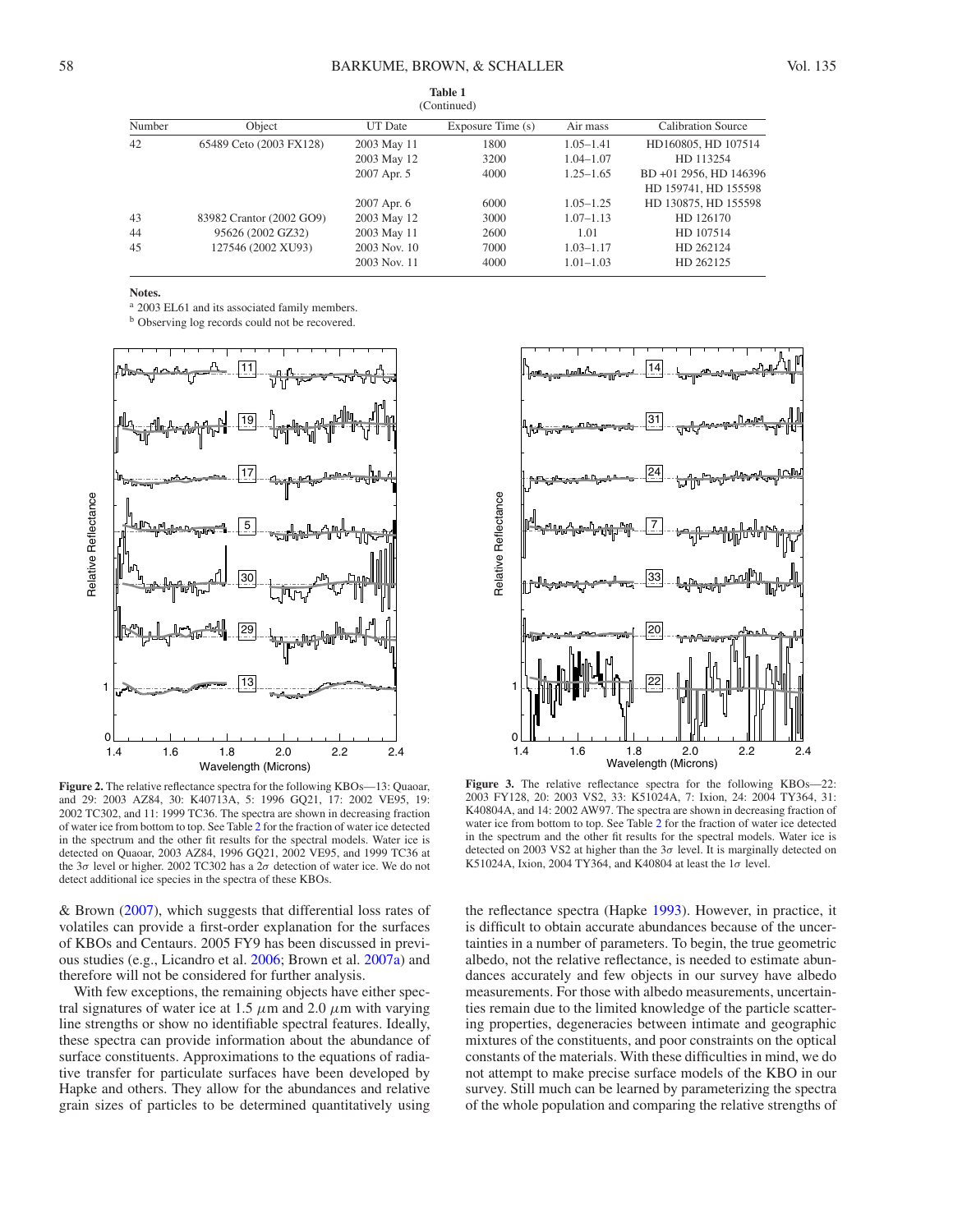**Table 1**
(Continued)

| Number | Object | UT Date | Exposure Time (s) | Air mass | Calibration Source |
|---|---|---|---|---|---|
| 42 | 65489 Ceto (2003 FX128) | 2003 May 11 | 1800 | 1.05–1.41 | HD160805, HD 107514 |
| | | 2003 May 12 | 3200 | 1.04–1.07 | HD 113254 |
| | | 2007 Apr. 5 | 4000 | 1.25–1.65 | BD +01 2956, HD 146396 HD 159741, HD 155598 |
| | | 2007 Apr. 6 | 6000 | 1.05–1.25 | HD 130875, HD 155598 |
| 43 | 83982 Crantor (2002 GO9) | 2003 May 12 | 3000 | 1.07–1.13 | HD 126170 |
| 44 | 95626 (2002 GZ32) | 2003 May 11 | 2600 | 1.01 | HD 107514 |
| 45 | 127546 (2002 XU93) | 2003 Nov. 10 | 7000 | 1.03–1.17 | HD 262124 |
| | | 2003 Nov. 11 | 4000 | 1.01–1.03 | HD 262125 |

**Notes.**
[a] 2003 EL61 and its associated family members.
[b] Observing log records could not be recovered.

**Figure 2.** The relative reflectance spectra for the following KBOs—13: Quaoar, and 29: 2003 AZ84, 30: K40713A, 5: 1996 GQ21, 17: 2002 VE95, 19: 2002 TC302, and 11: 1999 TC36. The spectra are shown in decreasing fraction of water ice from bottom to top. See Table 2 for the fraction of water ice detected in the spectrum and the other fit results for the spectral models. Water ice is detected on Quaoar, 2003 AZ84, 1996 GQ21, 2002 VE95, and 1999 TC36 at the 3$\sigma$ level or higher. 2002 TC302 has a 2$\sigma$ detection of water ice. We do not detect additional ice species in the spectra of these KBOs.

**Figure 3.** The relative reflectance spectra for the following KBOs—22: 2003 FY128, 20: 2003 VS2, 33: K51024A, 7: Ixion, 24: 2004 TY364, 31: K40804A, and 14: 2002 AW97. The spectra are shown in decreasing fraction of water ice from bottom to top. See Table 2 for the fraction of water ice detected in the spectrum and the other fit results for the spectral models. Water ice is detected on 2003 VS2 at higher than the 3$\sigma$ level. It is marginally detected on K51024A, Ixion, 2004 TY364, and K40804 at least the 1$\sigma$ level.

& Brown (2007), which suggests that differential loss rates of volatiles can provide a first-order explanation for the surfaces of KBOs and Centaurs. 2005 FY9 has been discussed in previous studies (e.g., Licandro et al. 2006; Brown et al. 2007a) and therefore will not be considered for further analysis.

With few exceptions, the remaining objects have either spectral signatures of water ice at 1.5 $\mu$m and 2.0 $\mu$m with varying line strengths or show no identifiable spectral features. Ideally, these spectra can provide information about the abundance of surface constituents. Approximations to the equations of radiative transfer for particulate surfaces have been developed by Hapke and others. They allow for the abundances and relative grain sizes of particles to be determined quantitatively using the reflectance spectra (Hapke 1993). However, in practice, it is difficult to obtain accurate abundances because of the uncertainties in a number of parameters. To begin, the true geometric albedo, not the relative reflectance, is needed to estimate abundances accurately and few objects in our survey have albedo measurements. For those with albedo measurements, uncertainties remain due to the limited knowledge of the particle scattering properties, degeneracies between intimate and geographic mixtures of the constituents, and poor constraints on the optical constants of the materials. With these difficulties in mind, we do not attempt to make precise surface models of the KBO in our survey. Still much can be learned by parameterizing the spectra of the whole population and comparing the relative strengths of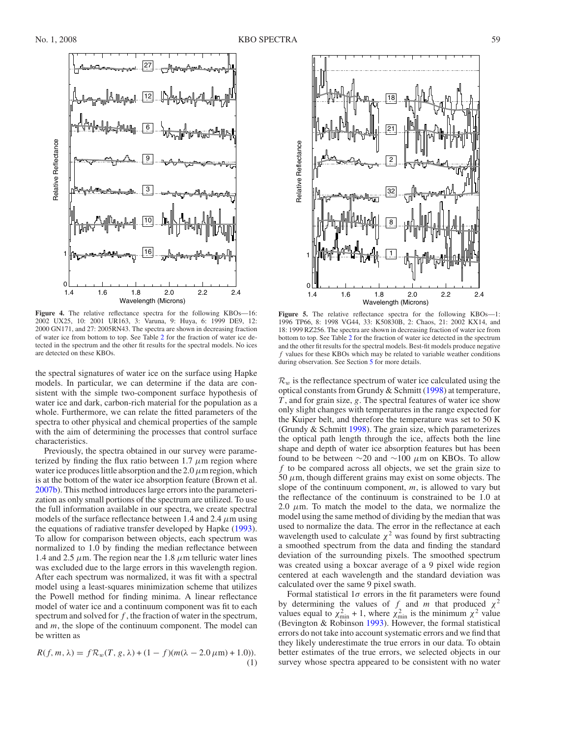**Figure 4.** The relative reflectance spectra for the following KBOs—16: 2002 UX25, 10: 2001 UR163, 3: Varuna, 9: Huya, 6: 1999 DE9, 12: 2000 GN171, and 27: 2005RN43. The spectra are shown in decreasing fraction of water ice from bottom to top. See Table 2 for the fraction of water ice detected in the spectrum and the other fit results for the spectral models. No ices are detected on these KBOs.

**Figure 5.** The relative reflectance spectra for the following KBOs—1: 1996 TP66, 8: 1998 VG44, 33: K50830B, 2: Chaos, 21: 2002 KX14, and 18: 1999 RZ256. The spectra are shown in decreasing fraction of water ice from bottom to top. See Table 2 for the fraction of water ice detected in the spectrum and the other fit results for the spectral models. Best-fit models produce negative $f$ values for these KBOs which may be related to variable weather conditions during observation. See Section 5 for more details.

the spectral signatures of water ice on the surface using Hapke models. In particular, we can determine if the data are consistent with the simple two-component surface hypothesis of water ice and dark, carbon-rich material for the population as a whole. Furthermore, we can relate the fitted parameters of the spectra to other physical and chemical properties of the sample with the aim of determining the processes that control surface characteristics.

Previously, the spectra obtained in our survey were parameterized by finding the flux ratio between 1.7 $\mu$m region where water ice produces little absorption and the 2.0 $\mu$m region, which is at the bottom of the water ice absorption feature (Brown et al. 2007b). This method introduces large errors into the parameterization as only small portions of the spectrum are utilized. To use the full information available in our spectra, we create spectral models of the surface reflectance between 1.4 and 2.4 $\mu$m using the equations of radiative transfer developed by Hapke (1993). To allow for comparison between objects, each spectrum was normalized to 1.0 by finding the median reflectance between 1.4 and 2.5 $\mu$m. The region near the 1.8 $\mu$m telluric water lines was excluded due to the large errors in this wavelength region. After each spectrum was normalized, it was fit with a spectral model using a least-squares minimization scheme that utilizes the Powell method for finding minima. A linear reflectance model of water ice and a continuum component was fit to each spectrum and solved for $f$, the fraction of water in the spectrum, and $m$, the slope of the continuum component. The model can be written as

$$R(f, m, \lambda) = f\mathcal{R}_w(T, g, \lambda) + (1 - f)(m(\lambda - 2.0\,\mu\text{m}) + 1.0)). \tag{1}$$

$\mathcal{R}_w$ is the reflectance spectrum of water ice calculated using the optical constants from Grundy & Schmitt (1998) at temperature, $T$, and for grain size, $g$. The spectral features of water ice show only slight changes with temperatures in the range expected for the Kuiper belt, and therefore the temperature was set to 50 K (Grundy & Schmitt 1998). The grain size, which parameterizes the optical path length through the ice, affects both the line shape and depth of water ice absorption features but has been found to be between $\sim$20 and $\sim$100 $\mu$m on KBOs. To allow $f$ to be compared across all objects, we set the grain size to 50 $\mu$m, though different grains may exist on some objects. The slope of the continuum component, $m$, is allowed to vary but the reflectance of the continuum is constrained to be 1.0 at 2.0 $\mu$m. To match the model to the data, we normalize the model using the same method of dividing by the median that was used to normalize the data. The error in the reflectance at each wavelength used to calculate $\chi^2$ was found by first subtracting a smoothed spectrum from the data and finding the standard deviation of the surrounding pixels. The smoothed spectrum was created using a boxcar average of a 9 pixel wide region centered at each wavelength and the standard deviation was calculated over the same 9 pixel swath.

Formal statistical 1$\sigma$ errors in the fit parameters were found by determining the values of $f$ and $m$ that produced $\chi^2$ values equal to $\chi^2_{\min} + 1$, where $\chi^2_{\min}$ is the minimum $\chi^2$ value (Bevington & Robinson 1993). However, the formal statistical errors do not take into account systematic errors and we find that they likely underestimate the true errors in our data. To obtain better estimates of the true errors, we selected objects in our survey whose spectra appeared to be consistent with no water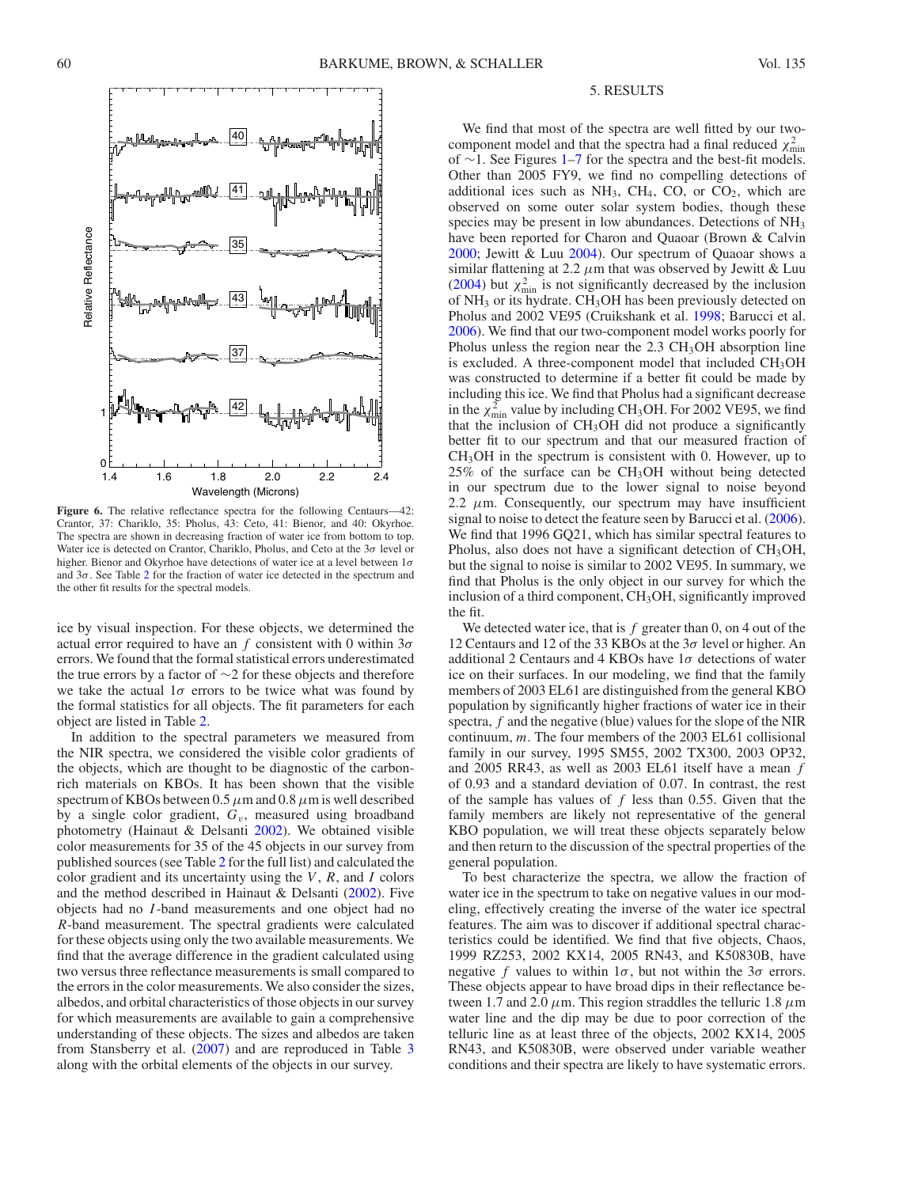**Figure 6.** The relative reflectance spectra for the following Centaurs—42: Crantor, 37: Chariklo, 35: Pholus, 43: Ceto, 41: Bienor, and 40: Okyrhoe. The spectra are shown in decreasing fraction of water ice from bottom to top. Water ice is detected on Crantor, Chariklo, Pholus, and Ceto at the $3\sigma$ level or higher. Bienor and Okyrhoe have detections of water ice at a level between $1\sigma$ and $3\sigma$. See Table 2 for the fraction of water ice detected in the spectrum and the other fit results for the spectral models.

ice by visual inspection. For these objects, we determined the actual error required to have an $f$ consistent with 0 within $3\sigma$ errors. We found that the formal statistical errors underestimated the true errors by a factor of ∼2 for these objects and therefore we take the actual $1\sigma$ errors to be twice what was found by the formal statistics for all objects. The fit parameters for each object are listed in Table 2.

In addition to the spectral parameters we measured from the NIR spectra, we considered the visible color gradients of the objects, which are thought to be diagnostic of the carbon-rich materials on KBOs. It has been shown that the visible spectrum of KBOs between 0.5 $\mu$m and 0.8 $\mu$m is well described by a single color gradient, $G_v$, measured using broadband photometry (Hainaut & Delsanti 2002). We obtained visible color measurements for 35 of the 45 objects in our survey from published sources (see Table 2 for the full list) and calculated the color gradient and its uncertainty using the $V$, $R$, and $I$ colors and the method described in Hainaut & Delsanti (2002). Five objects had no $I$-band measurements and one object had no $R$-band measurement. The spectral gradients were calculated for these objects using only the two available measurements. We find that the average difference in the gradient calculated using two versus three reflectance measurements is small compared to the errors in the color measurements. We also consider the sizes, albedos, and orbital characteristics of those objects in our survey for which measurements are available to gain a comprehensive understanding of these objects. The sizes and albedos are taken from Stansberry et al. (2007) and are reproduced in Table 3 along with the orbital elements of the objects in our survey.

## 5. RESULTS

We find that most of the spectra are well fitted by our two-component model and that the spectra had a final reduced $\chi^2_{\min}$ of ∼1. See Figures 1–7 for the spectra and the best-fit models. Other than 2005 FY9, we find no compelling detections of additional ices such as $NH_3$, $CH_4$, CO, or $CO_2$, which are observed on some outer solar system bodies, though these species may be present in low abundances. Detections of $NH_3$ have been reported for Charon and Quaoar (Brown & Calvin 2000; Jewitt & Luu 2004). Our spectrum of Quaoar shows a similar flattening at 2.2 $\mu$m that was observed by Jewitt & Luu (2004) but $\chi^2_{\min}$ is not significantly decreased by the inclusion of $NH_3$ or its hydrate. $CH_3OH$ has been previously detected on Pholus and 2002 VE95 (Cruikshank et al. 1998; Barucci et al. 2006). We find that our two-component model works poorly for Pholus unless the region near the 2.3 $CH_3OH$ absorption line is excluded. A three-component model that included $CH_3OH$ was constructed to determine if a better fit could be made by including this ice. We find that Pholus had a significant decrease in the $\chi^2_{\min}$ value by including $CH_3OH$. For 2002 VE95, we find that the inclusion of $CH_3OH$ did not produce a significantly better fit to our spectrum and that our measured fraction of $CH_3OH$ in the spectrum is consistent with 0. However, up to 25% of the surface can be $CH_3OH$ without being detected in our spectrum due to the lower signal to noise beyond 2.2 $\mu$m. Consequently, our spectrum may have insufficient signal to noise to detect the feature seen by Barucci et al. (2006). We find that 1996 GQ21, which has similar spectral features to Pholus, also does not have a significant detection of $CH_3OH$, but the signal to noise is similar to 2002 VE95. In summary, we find that Pholus is the only object in our survey for which the inclusion of a third component, $CH_3OH$, significantly improved the fit.

We detected water ice, that is $f$ greater than 0, on 4 out of the 12 Centaurs and 12 of the 33 KBOs at the $3\sigma$ level or higher. An additional 2 Centaurs and 4 KBOs have $1\sigma$ detections of water ice on their surfaces. In our modeling, we find that the family members of 2003 EL61 are distinguished from the general KBO population by significantly higher fractions of water ice in their spectra, $f$ and the negative (blue) values for the slope of the NIR continuum, $m$. The four members of the 2003 EL61 collisional family in our survey, 1995 SM55, 2002 TX300, 2003 OP32, and 2005 RR43, as well as 2003 EL61 itself have a mean $f$ of 0.93 and a standard deviation of 0.07. In contrast, the rest of the sample has values of $f$ less than 0.55. Given that the family members are likely not representative of the general KBO population, we will treat these objects separately below and then return to the discussion of the spectral properties of the general population.

To best characterize the spectra, we allow the fraction of water ice in the spectrum to take on negative values in our modeling, effectively creating the inverse of the water ice spectral features. The aim was to discover if additional spectral characteristics could be identified. We find that five objects, Chaos, 1999 RZ253, 2002 KX14, 2005 RN43, and K50830B, have negative $f$ values to within $1\sigma$, but not within the $3\sigma$ errors. These objects appear to have broad dips in their reflectance between 1.7 and 2.0 $\mu$m. This region straddles the telluric 1.8 $\mu$m water line and the dip may be due to poor correction of the telluric line as at least three of the objects, 2002 KX14, 2005 RN43, and K50830B, were observed under variable weather conditions and their spectra are likely to have systematic errors.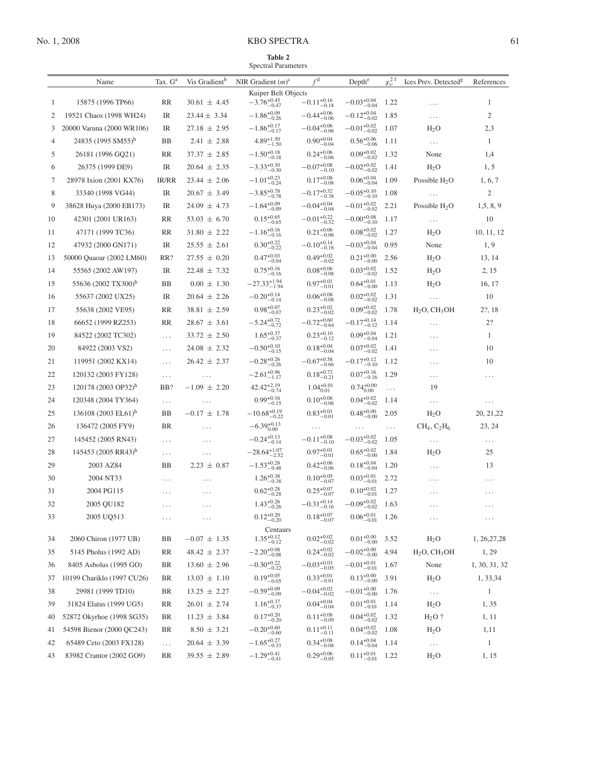**Table 2**
Spectral Parameters

| | Name | Tax. G[a] | Vis Gradient[b] | NIR Gradient ($m$)[c] | $f$[d] | Depth[e] | $\chi^2_\upsilon$[f] | Ices Prev. Detected[g] | References |
|---|---|---|---|---|---|---|---|---|---|
| | | | | Kuiper Belt Objects | | | | | |
| 1 | 15875 (1996 TP66) | RR | $30.61 \pm 4.45$ | $-3.76^{+0.45}_{-0.47}$ | $-0.11^{+0.16}_{-0.18}$ | $-0.03^{+0.04}_{-0.04}$ | 1.22 | ... | 1 |
| 2 | 19521 Chaos (1998 WH24) | IR | $23.44 \pm 3.34$ | $-1.86^{+0.09}_{-0.26}$ | $-0.44^{+0.06}_{-0.06}$ | $-0.12^{+0.04}_{-0.02}$ | 1.85 | ... | 2 |
| 3 | 20000 Varuna (2000 WR106) | IR | $27.18 \pm 2.95$ | $-1.86^{+0.17}_{-0.17}$ | $-0.04^{+0.06}_{-0.06}$ | $-0.01^{+0.02}_{-0.02}$ | 1.07 | $H_2O$ | 2,3 |
| 4 | 24835 (1995 SM55)[h] | BB | $2.41 \pm 2.88$ | $4.89^{+1.50}_{-1.50}$ | $0.90^{+0.04}_{-0.04}$ | $0.56^{+0.06}_{-0.06}$ | 1.11 | ... | 1 |
| 5 | 26181 (1996 GQ21) | RR | $37.37 \pm 2.85$ | $-1.50^{+0.18}_{-0.18}$ | $0.24^{+0.06}_{-0.06}$ | $0.09^{+0.02}_{-0.02}$ | 1.32 | None | 1,4 |
| 6 | 26375 (1999 DE9) | IR | $20.64 \pm 2.35$ | $-3.33^{+0.30}_{-0.30}$ | $-0.07^{+0.08}_{-0.10}$ | $-0.02^{+0.02}_{-0.02}$ | 1.41 | $H_2O$ | 1, 5 |
| 7 | 28978 Ixion (2001 KX76) | IR/RR | $23.44 \pm 2.06$ | $-1.01^{+0.23}_{-0.24}$ | $0.17^{+0.08}_{-0.08}$ | $0.06^{+0.04}_{-0.04}$ | 1.09 | Possible $H_2O$ | 1, 6, 7 |
| 8 | 33340 (1998 VG44) | IR | $20.67 \pm 3.49$ | $-3.85^{+0.78}_{-0.78}$ | $-0.17^{+0.32}_{-0.38}$ | $-0.05^{+0.10}_{-0.10}$ | 1.08 | ... | 2 |
| 9 | 38628 Huya (2000 EB173) | IR | $24.09 \pm 4.73$ | $-1.64^{+0.09}_{-0.09}$ | $-0.04^{+0.04}_{-0.04}$ | $-0.01^{+0.02}_{-0.02}$ | 2.21 | Possible $H_2O$ | 1,5, 8, 9 |
| 10 | 42301 (2001 UR163) | RR | $53.03 \pm 6.70$ | $0.15^{+0.65}_{-0.65}$ | $-0.01^{+0.22}_{-0.32}$ | $-0.00^{+0.08}_{-0.10}$ | 1.17 | ... | 10 |
| 11 | 47171 (1999 TC36) | RR | $31.80 \pm 2.22$ | $-1.16^{+0.16}_{-0.16}$ | $0.21^{+0.06}_{-0.06}$ | $0.08^{+0.02}_{-0.02}$ | 1.27 | $H_2O$ | 10, 11, 12 |
| 12 | 47932 (2000 GN171) | IR | $25.55 \pm 2.61$ | $0.30^{+0.22}_{-0.22}$ | $-0.10^{+0.14}_{-0.16}$ | $-0.03^{+0.04}_{-0.04}$ | 0.95 | None | 1, 9 |
| 13 | 50000 Quaoar (2002 LM60) | RR? | $27.55 \pm 0.20$ | $0.47^{+0.03}_{-0.04}$ | $0.49^{+0.02}_{-0.02}$ | $0.21^{+0.00}_{-0.00}$ | 2.56 | $H_2O$ | 13, 14 |
| 14 | 55565 (2002 AW197) | IR | $22.48 \pm 7.32$ | $0.75^{+0.16}_{-0.16}$ | $0.08^{+0.06}_{-0.08}$ | $0.03^{+0.02}_{-0.02}$ | 1.52 | $H_2O$ | 2, 15 |
| 15 | 55636 (2002 TX300)[h] | BB | $0.00 \pm 1.30$ | $-27.33^{+1.94}_{-1.94}$ | $0.97^{+0.01}_{-0.01}$ | $0.64^{+0.01}_{-0.00}$ | 1.13 | $H_2O$ | 16, 17 |
| 16 | 55637 (2002 UX25) | IR | $20.64 \pm 2.26$ | $-0.20^{+0.14}_{-0.14}$ | $0.06^{+0.08}_{-0.08}$ | $0.02^{+0.02}_{-0.02}$ | 1.31 | ... | 10 |
| 17 | 55638 (2002 VE95) | RR | $38.81 \pm 2.59$ | $0.98^{+0.07}_{-0.07}$ | $0.23^{+0.02}_{-0.02}$ | $0.09^{+0.02}_{-0.02}$ | 1.78 | $H_2O$, $CH_3OH$ | 2?, 18 |
| 18 | 66652 (1999 RZ253) | RR | $28.67 \pm 3.61$ | $-5.24^{+0.72}_{-0.72}$ | $-0.72^{+0.60}_{-0.64}$ | $-0.17^{+0.14}_{-0.12}$ | 1.14 | ... | 2? |
| 19 | 84522 (2002 TC302) | ... | $33.72 \pm 2.50$ | $1.65^{+0.37}_{-0.37}$ | $0.23^{+0.10}_{-0.12}$ | $0.09^{+0.04}_{-0.04}$ | 1.21 | ... | 1 |
| 20 | 84922 (2003 VS2) | ... | $24.08 \pm 2.32$ | $-0.50^{+0.10}_{-0.15}$ | $0.18^{+0.04}_{-0.04}$ | $0.07^{+0.02}_{-0.02}$ | 1.41 | ... | 10 |
| 21 | 119951 (2002 KX14) | ... | $26.42 \pm 2.37$ | $-0.28^{+0.26}_{-0.26}$ | $-0.67^{+0.58}_{-0.66}$ | $-0.17^{+0.12}_{-0.10}$ | 1.12 | ... | 10 |
| 22 | 120132 (2003 FY128) | ... | ... | $-2.61^{+0.96}_{-1.17}$ | $0.18^{+0.72}_{-0.21}$ | $0.07^{+0.16}_{-0.16}$ | 1.29 | ... | ... |
| 23 | 120178 (2003 OP32)[h] | BB? | $-1.09 \pm 2.20$ | $42.42^{+2.19}_{-0.74}$ | $1.04^{+0.01}_{0.01}$ | $0.74^{+0.00}_{0.00}$ | ... | 19 | |
| 24 | 120348 (2004 TY364) | ... | ... | $0.99^{+0.16}_{-0.15}$ | $0.10^{+0.06}_{-0.06}$ | $0.04^{+0.02}_{-0.02}$ | 1.14 | ... | ... |
| 25 | 136108 (2003 EL61)[h] | BB | $-0.17 \pm 1.78$ | $-10.68^{+0.19}_{-0.22}$ | $0.83^{+0.01}_{-0.01}$ | $0.48^{+0.00}_{-0.00}$ | 2.05 | $H_2O$ | 20, 21,22 |
| 26 | 136472 (2005 FY9) | BR | ... | $-6.39^{+0.13}_{0.00}$ | ... | ... | ... | $CH_4$, $C_2H_6$ | 23, 24 |
| 27 | 145452 (2005 RN43) | ... | ... | $-0.24^{+0.13}_{-0.14}$ | $-0.11^{+0.08}_{-0.10}$ | $-0.03^{+0.02}_{-0.02}$ | 1.05 | ... | ... |
| 28 | 145453 (2005 RR43)[h] | ... | ... | $-28.64^{+1.07}_{-2.52}$ | $0.97^{+0.01}_{-0.01}$ | $0.65^{+0.02}_{-0.00}$ | 1.84 | $H_2O$ | 25 |
| 29 | 2003 AZ84 | BB | $2.23 \pm 0.87$ | $-1.53^{+0.28}_{-0.48}$ | $0.42^{+0.06}_{-0.06}$ | $0.18^{+0.04}_{-0.04}$ | 1.20 | ... | 13 |
| 30 | 2004 NT33 | ... | ... | $1.26^{+0.38}_{-0.38}$ | $0.10^{+0.05}_{-0.07}$ | $0.03^{+0.01}_{-0.01}$ | 2.72 | ... | ... |
| 31 | 2004 PG115 | ... | ... | $0.62^{+0.28}_{-0.28}$ | $0.25^{+0.07}_{-0.07}$ | $0.10^{+0.02}_{-0.01}$ | 1.27 | ... | ... |
| 32 | 2005 QU182 | ... | ... | $1.43^{+0.26}_{-0.26}$ | $-0.31^{+0.14}_{-0.16}$ | $-0.09^{+0.02}_{-0.02}$ | 1.63 | ... | ... |
| 33 | 2005 UQ513 | ... | ... | $0.12^{+0.20}_{-0.20}$ | $0.18^{+0.07}_{-0.07}$ | $0.06^{+0.01}_{-0.01}$ | 1.26 | ... | ... |
| | | | | Centaurs | | | | | |
| 34 | 2060 Chiron (1977 UB) | BB | $-0.07 \pm 1.35$ | $1.35^{+0.12}_{-0.12}$ | $0.02^{+0.02}_{-0.02}$ | $0.01^{+0.00}_{-0.00}$ | 3.52 | $H_2O$ | 1, 26,27,28 |
| 35 | 5145 Pholus (1992 AD) | RR | $48.42 \pm 2.37$ | $-2.20^{+0.08}_{-0.08}$ | $0.24^{+0.02}_{-0.02}$ | $-0.02^{+0.00}_{-0.00}$ | 4.94 | $H_2O$, $CH_3OH$ | 1, 29 |
| 36 | 8405 Asbolus (1995 GO) | BR | $13.60 \pm 2.96$ | $-0.30^{+0.22}_{-0.22}$ | $-0.03^{+0.03}_{-0.05}$ | $-0.01^{+0.01}_{-0.01}$ | 1.67 | None | 1, 30, 31, 32 |
| 37 | 10199 Chariklo (1997 CU26) | BR | $13.03 \pm 1.10$ | $0.19^{+0.05}_{-0.05}$ | $0.33^{+0.01}_{-0.01}$ | $0.13^{+0.00}_{-0.00}$ | 3.91 | $H_2O$ | 1, 33,34 |
| 38 | 29981 (1999 TD10) | BR | $13.25 \pm 2.27$ | $-0.59^{+0.09}_{-0.09}$ | $-0.04^{+0.02}_{-0.02}$ | $-0.01^{+0.00}_{-0.00}$ | 1.76 | ... | 1 |
| 39 | 31824 Elatus (1999 UG5) | RR | $26.01 \pm 2.74$ | $1.16^{+0.37}_{-0.37}$ | $0.04^{+0.04}_{-0.04}$ | $0.01^{+0.01}_{-0.01}$ | 1.14 | $H_2O$ | 1, 35 |
| 40 | 52872 Okyrhoe (1998 SG35) | BR | $11.23 \pm 3.84$ | $0.17^{+0.20}_{-0.20}$ | $0.11^{+0.08}_{-0.09}$ | $0.04^{+0.02}_{-0.02}$ | 1.32 | $H_2O$ ? | 1, 11 |
| 41 | 54598 Bienor (2000 QC243) | BR | $8.50 \pm 3.21$ | $-0.20^{+0.60}_{-0.60}$ | $0.11^{+0.11}_{-0.11}$ | $0.04^{+0.02}_{-0.02}$ | 1.08 | $H_2O$ | 1,11 |
| 42 | 65489 Ceto (2003 FX128) | ... | $20.64 \pm 3.39$ | $-1.65^{+0.27}_{-0.33}$ | $0.34^{+0.08}_{-0.08}$ | $0.14^{+0.04}_{-0.04}$ | 1.14 | ... | 1 |
| 43 | 83982 Crantor (2002 GO9) | RR | $39.55 \pm 2.89$ | $-1.29^{+0.41}_{-0.41}$ | $0.29^{+0.06}_{-0.05}$ | $0.11^{+0.01}_{-0.01}$ | 1.22 | $H_2O$ | 1, 15 |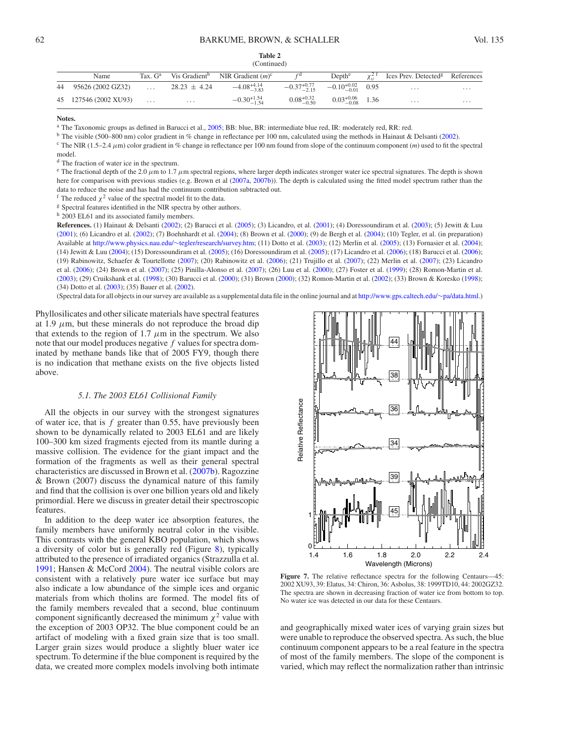**Table 2**
(Continued)

| | Name | Tax. G[a] | Vis Gradient[b] | NIR Gradient ($m$)[c] | $f$[d] | Depth[e] | $\chi^2_\upsilon$[f] | Ices Prev. Detected[g] | References |
|---|---|---|---|---|---|---|---|---|---|
| 44 | 95626 (2002 GZ32) | ... | 28.23 ± 4.24 | $-4.08^{+4.14}_{-3.83}$ | $-0.37^{+0.77}_{-2.15}$ | $-0.10^{+0.02}_{-0.01}$ | 0.95 | ... | ... |
| 45 | 127546 (2002 XU93) | ... | ... | $-0.30^{+1.54}_{-1.54}$ | $0.08^{+0.32}_{-0.50}$ | $0.03^{+0.06}_{-0.08}$ | 1.36 | ... | ... |

**Notes.**
[a] The Taxonomic groups as defined in Barucci et al., 2005; BB: blue, BR: intermediate blue red, IR: moderately red, RR: red.
[b] The visible (500–800 nm) color gradient in % change in reflectance per 100 nm, calculated using the methods in Hainaut & Delsanti (2002).
[c] The NIR (1.5–2.4 $\mu$m) color gradient in % change in reflectance per 100 nm found from slope of the continuum component ($m$) used to fit the spectral model.
[d] The fraction of water ice in the spectrum.
[e] The fractional depth of the 2.0 $\mu$m to 1.7 $\mu$m spectral regions, where larger depth indicates stronger water ice spectral signatures. The depth is shown here for comparison with previous studies (e.g. Brown et al (2007a, 2007b)). The depth is calculated using the fitted model spectrum rather than the data to reduce the noise and has had the continuum contribution subtracted out.
[f] The reduced $\chi^2$ value of the spectral model fit to the data.
[g] Spectral features identified in the NIR spectra by other authors.
[h] 2003 EL61 and its associated family members.

**References.** (1) Hainaut & Delsanti (2002); (2) Barucci et al. (2005); (3) Licandro, et al. (2001); (4) Doressoundiram et al. (2003); (5) Jewitt & Luu (2001); (6) Licandro et al. (2002); (7) Boehnhardt et al. (2004); (8) Brown et al. (2000); (9) de Bergh et al. (2004); (10) Tegler, et al. (in preparation) Available at http://www.physics.nau.edu/~tegler/research/survey.htm; (11) Dotto et al. (2003); (12) Merlin et al. (2005); (13) Fornasier et al. (2004); (14) Jewitt & Luu (2004); (15) Doressoundiram et al. (2005); (16) Doressoundiram et al. (2005); (17) Licandro et al. (2006); (18) Barucci et al. (2006); (19) Rabinowitz, Schaefer & Tourtellotte (2007); (20) Rabinowitz et al. (2006); (21) Trujillo et al. (2007); (22) Merlin et al. (2007); (23) Licandro et al. (2006); (24) Brown et al. (2007); (25) Pinilla-Alonso et al. (2007); (26) Luu et al. (2000); (27) Foster et al. (1999); (28) Romon-Martin et al. (2003); (29) Cruikshank et al. (1998); (30) Barucci et al. (2000); (31) Brown (2000); (32) Romon-Martin et al. (2002); (33) Brown & Koresko (1998); (34) Dotto et al. (2003); (35) Bauer et al. (2002).

(Spectral data for all objects in our survey are available as a supplemental data file in the online journal and at http://www.gps.caltech.edu/~pa/data.html.)

Phyllosilicates and other silicate materials have spectral features at 1.9 $\mu$m, but these minerals do not reproduce the broad dip that extends to the region of 1.7 $\mu$m in the spectrum. We also note that our model produces negative $f$ values for spectra dominated by methane bands like that of 2005 FY9, though there is no indication that methane exists on the five objects listed above.

### 5.1. *The 2003 EL61 Collisional Family*

All the objects in our survey with the strongest signatures of water ice, that is $f$ greater than 0.55, have previously been shown to be dynamically related to 2003 EL61 and are likely 100–300 km sized fragments ejected from its mantle during a massive collision. The evidence for the giant impact and the formation of the fragments as well as their general spectral characteristics are discussed in Brown et al. (2007b). Ragozzine & Brown (2007) discuss the dynamical nature of this family and find that the collision is over one billion years old and likely primordial. Here we discuss in greater detail their spectroscopic features.

In addition to the deep water ice absorption features, the family members have uniformly neutral color in the visible. This contrasts with the general KBO population, which shows a diversity of color but is generally red (Figure 8), typically attributed to the presence of irradiated organics (Strazzulla et al. 1991; Hansen & McCord 2004). The neutral visible colors are consistent with a relatively pure water ice surface but may also indicate a low abundance of the simple ices and organic materials from which tholins are formed. The model fits of the family members revealed that a second, blue continuum component significantly decreased the minimum $\chi^2$ value with the exception of 2003 OP32. The blue component could be an artifact of modeling with a fixed grain size that is too small. Larger grain sizes would produce a slightly bluer water ice spectrum. To determine if the blue component is required by the data, we created more complex models involving both intimate and geographically mixed water ices of varying grain sizes but were unable to reproduce the observed spectra. As such, the blue continuum component appears to be a real feature in the spectra of most of the family members. The slope of the component is varied, which may reflect the normalization rather than intrinsic

**Figure 7.** The relative reflectance spectra for the following Centaurs—45: 2002 XU93, 39: Elatus, 34: Chiron, 36: Asbolus, 38: 1999TD10, 44: 2002GZ32. The spectra are shown in decreasing fraction of water ice from bottom to top. No water ice was detected in our data for these Centaurs.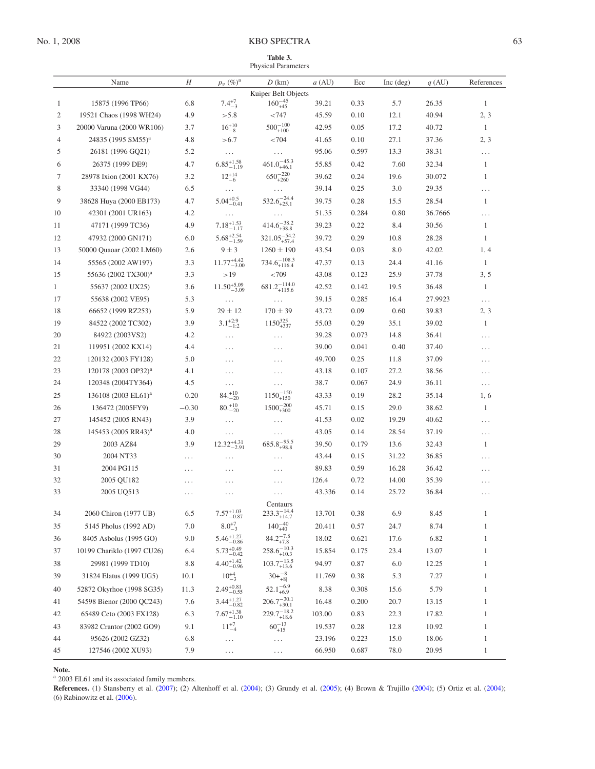**Table 3.**
Physical Parameters

| | Name | $H$ | $p_v$ (%)[a] | $D$ (km) | $a$ (AU) | Ecc | Inc (deg) | $q$ (AU) | References |
|---|---|---|---|---|---|---|---|---|---|
| | | | | Kuiper Belt Objects | | | | | |
| 1 | 15875 (1996 TP66) | 6.8 | $7.4^{+7}_{-3}$ | $160^{-45}_{+45}$ | 39.21 | 0.33 | 5.7 | 26.35 | 1 |
| 2 | 19521 Chaos (1998 WH24) | 4.9 | >5.8 | <747 | 45.59 | 0.10 | 12.1 | 40.94 | 2, 3 |
| 3 | 20000 Varuna (2000 WR106) | 3.7 | $16^{+10}_{-8}$ | $500^{-100}_{+100}$ | 42.95 | 0.05 | 17.2 | 40.72 | 1 |
| 4 | 24835 (1995 SM55)[a] | 4.8 | >6.7 | <704 | 41.65 | 0.10 | 27.1 | 37.36 | 2, 3 |
| 5 | 26181 (1996 GQ21) | 5.2 | ... | ... | 95.06 | 0.597 | 13.3 | 38.31 | ... |
| 6 | 26375 (1999 DE9) | 4.7 | $6.85^{+1.58}_{-1.19}$ | $461.0^{-45.3}_{+46.1}$ | 55.85 | 0.42 | 7.60 | 32.34 | 1 |
| 7 | 28978 Ixion (2001 KX76) | 3.2 | $12^{+14}_{-6}$ | $650^{-220}_{+260}$ | 39.62 | 0.24 | 19.6 | 30.072 | 1 |
| 8 | 33340 (1998 VG44) | 6.5 | ... | ... | 39.14 | 0.25 | 3.0 | 29.35 | ... |
| 9 | 38628 Huya (2000 EB173) | 4.7 | $5.04^{+0.5}_{-0.41}$ | $532.6^{-24.4}_{+25.1}$ | 39.75 | 0.28 | 15.5 | 28.54 | 1 |
| 10 | 42301 (2001 UR163) | 4.2 | ... | ... | 51.35 | 0.284 | 0.80 | 36.7666 | ... |
| 11 | 47171 (1999 TC36) | 4.9 | $7.18^{+1.53}_{-1.17}$ | $414.6^{-38.2}_{+38.8}$ | 39.23 | 0.22 | 8.4 | 30.56 | 1 |
| 12 | 47932 (2000 GN171) | 6.0 | $5.68^{+2.54}_{-1.59}$ | $321.05^{-54.2}_{+57.4}$ | 39.72 | 0.29 | 10.8 | 28.28 | 1 |
| 13 | 50000 Quaoar (2002 LM60) | 2.6 | $9 \pm 3$ | $1260 \pm 190$ | 43.54 | 0.03 | 8.0 | 42.02 | 1, 4 |
| 14 | 55565 (2002 AW197) | 3.3 | $11.77^{+4.42}_{-3.00}$ | $734.6^{-108.3}_{+116.4}$ | 47.37 | 0.13 | 24.4 | 41.16 | 1 |
| 15 | 55636 (2002 TX300)[a] | 3.3 | >19 | <709 | 43.08 | 0.123 | 25.9 | 37.78 | 3, 5 |
| 1 | 55637 (2002 UX25) | 3.6 | $11.50^{+5.09}_{-3.09}$ | $681.2^{-114.0}_{+115.6}$ | 42.52 | 0.142 | 19.5 | 36.48 | 1 |
| 17 | 55638 (2002 VE95) | 5.3 | ... | ... | 39.15 | 0.285 | 16.4 | 27.9923 | ... |
| 18 | 66652 (1999 RZ253) | 5.9 | $29 \pm 12$ | $170 \pm 39$ | 43.72 | 0.09 | 0.60 | 39.83 | 2, 3 |
| 19 | 84522 (2002 TC302) | 3.9 | $3.1^{+2.9}_{-1.2}$ | $1150^{325}_{+337}$ | 55.03 | 0.29 | 35.1 | 39.02 | 1 |
| 20 | 84922 (2003VS2) | 4.2 | ... | ... | 39.28 | 0.073 | 14.8 | 36.41 | ... |
| 21 | 119951 (2002 KX14) | 4.4 | ... | ... | 39.00 | 0.041 | 0.40 | 37.40 | ... |
| 22 | 120132 (2003 FY128) | 5.0 | ... | ... | 49.700 | 0.25 | 11.8 | 37.09 | ... |
| 23 | 120178 (2003 OP32)[a] | 4.1 | ... | ... | 43.18 | 0.107 | 27.2 | 38.56 | ... |
| 24 | 120348 (2004TY364) | 4.5 | ... | ... | 38.7 | 0.067 | 24.9 | 36.11 | ... |
| 25 | 136108 (2003 EL61)[a] | 0.20 | $84.^{+10}_{-20}$ | $1150^{-150}_{+150}$ | 43.33 | 0.19 | 28.2 | 35.14 | 1, 6 |
| 26 | 136472 (2005FY9) | −0.30 | $80.^{+10}_{-20}$ | $1500^{-200}_{+300}$ | 45.71 | 0.15 | 29.0 | 38.62 | 1 |
| 27 | 145452 (2005 RN43) | 3.9 | ... | ... | 41.53 | 0.02 | 19.29 | 40.62 | ... |
| 28 | 145453 (2005 RR43)[a] | 4.0 | ... | ... | 43.05 | 0.14 | 28.54 | 37.19 | ... |
| 29 | 2003 AZ84 | 3.9 | $12.32^{+4.31}_{-2.91}$ | $685.8^{-95.5}_{+98.8}$ | 39.50 | 0.179 | 13.6 | 32.43 | 1 |
| 30 | 2004 NT33 | ... | ... | ... | 43.44 | 0.15 | 31.22 | 36.85 | ... |
| 31 | 2004 PG115 | ... | ... | ... | 89.83 | 0.59 | 16.28 | 36.42 | ... |
| 32 | 2005 QU182 | ... | ... | ... | 126.4 | 0.72 | 14.00 | 35.39 | ... |
| 33 | 2005 UQ513 | ... | ... | ... | 43.336 | 0.14 | 25.72 | 36.84 | ... |
| | | | | Centaurs | | | | | |
| 34 | 2060 Chiron (1977 UB) | 6.5 | $7.57^{+1.03}_{-0.87}$ | $233.3^{-14.4}_{+14.7}$ | 13.701 | 0.38 | 6.9 | 8.45 | 1 |
| 35 | 5145 Pholus (1992 AD) | 7.0 | $8.0^{+7}_{-3}$ | $140^{-40}_{+40}$ | 20.411 | 0.57 | 24.7 | 8.74 | 1 |
| 36 | 8405 Asbolus (1995 GO) | 9.0 | $5.46^{+1.27}_{-0.86}$ | $84.2^{-7.8}_{+7.8}$ | 18.02 | 0.621 | 17.6 | 6.82 | 1 |
| 37 | 10199 Chariklo (1997 CU26) | 6.4 | $5.73^{+0.49}_{-0.42}$ | $258.6^{-10.3}_{+10.3}$ | 15.854 | 0.175 | 23.4 | 13.07 | 1 |
| 38 | 29981 (1999 TD10) | 8.8 | $4.40^{+1.42}_{-0.96}$ | $103.7^{-13.5}_{+13.6}$ | 94.97 | 0.87 | 6.0 | 12.25 | 1 |
| 39 | 31824 Elatus (1999 UG5) | 10.1 | $10^{+4}_{-3}$ | $30+^{-8}_{+8\|}$ | 11.769 | 0.38 | 5.3 | 7.27 | 1 |
| 40 | 52872 Okyrhoe (1998 SG35) | 11.3 | $2.49^{+0.81}_{-0.55}$ | $52.1^{-6.9}_{+6.9}$ | 8.38 | 0.308 | 15.6 | 5.79 | 1 |
| 41 | 54598 Bienor (2000 QC243) | 7.6 | $3.44^{+1.27}_{-0.82}$ | $206.7^{-30.1}_{+30.1}$ | 16.48 | 0.200 | 20.7 | 13.15 | 1 |
| 42 | 65489 Ceto (2003 FX128) | 6.3 | $7.67^{+1.38}_{-1.10}$ | $229.7^{-18.2}_{+18.6}$ | 103.00 | 0.83 | 22.3 | 17.82 | 1 |
| 43 | 83982 Crantor (2002 GO9) | 9.1 | $11^{+7}_{-4}$ | $60^{-13}_{+15}$ | 19.537 | 0.28 | 12.8 | 10.92 | 1 |
| 44 | 95626 (2002 GZ32) | 6.8 | ... | ... | 23.196 | 0.223 | 15.0 | 18.06 | 1 |
| 45 | 127546 (2002 XU93) | 7.9 | ... | ... | 66.950 | 0.687 | 78.0 | 20.95 | 1 |

**Note.**
[a] 2003 EL61 and its associated family members.

**References.** (1) Stansberry et al. (2007); (2) Altenhoff et al. (2004); (3) Grundy et al. (2005); (4) Brown & Trujillo (2004); (5) Ortiz et al. (2004); (6) Rabinowitz et al. (2006).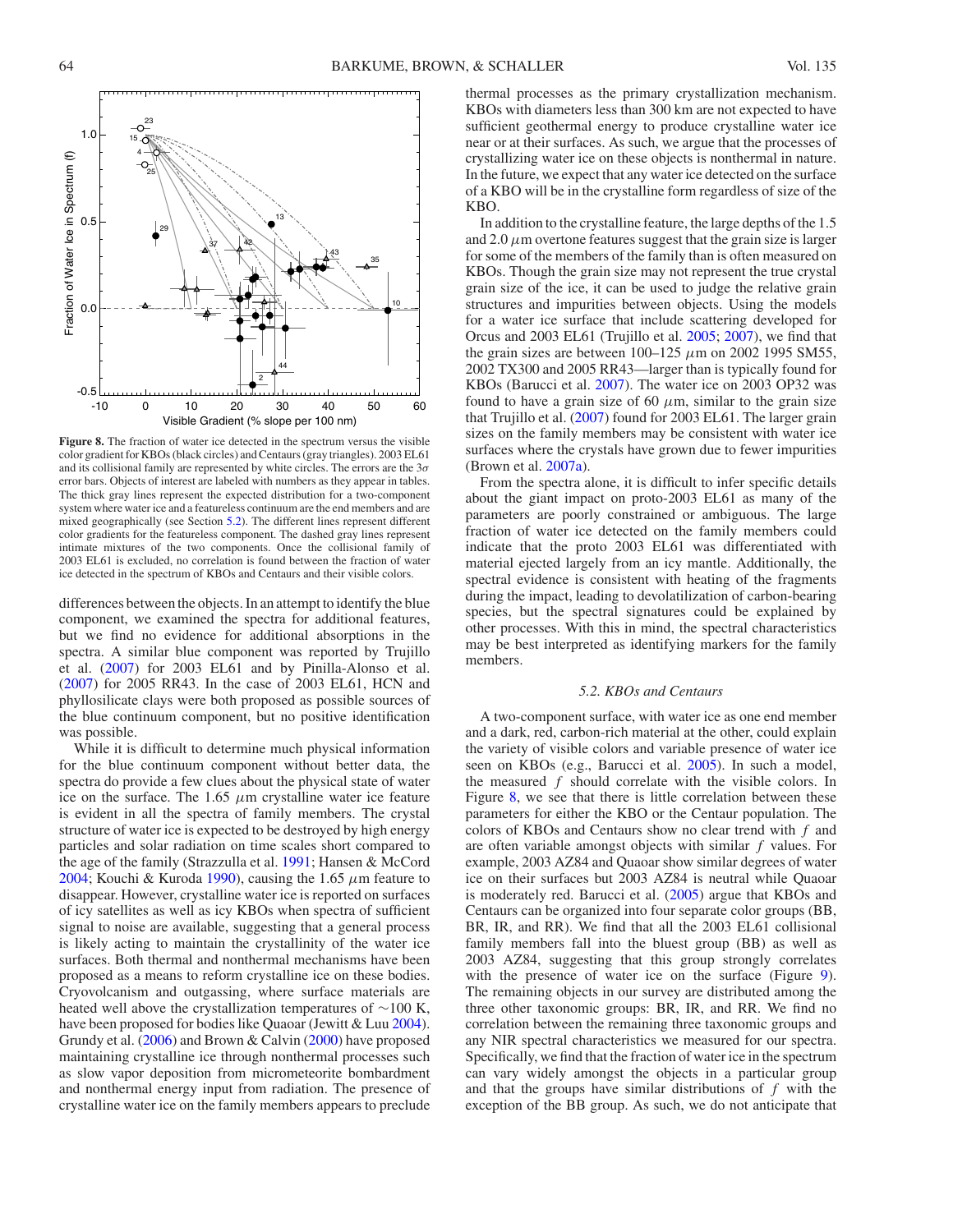Figure 8. The fraction of water ice detected in the spectrum versus the visible color gradient for KBOs (black circles) and Centaurs (gray triangles). 2003 EL61 and its collisional family are represented by white circles. The errors are the $3\sigma$ error bars. Objects of interest are labeled with numbers as they appear in tables. The thick gray lines represent the expected distribution for a two-component system where water ice and a featureless continuum are the end members and are mixed geographically (see Section 5.2). The different lines represent different color gradients for the featureless component. The dashed gray lines represent intimate mixtures of the two components. Once the collisional family of 2003 EL61 is excluded, no correlation is found between the fraction of water ice detected in the spectrum of KBOs and Centaurs and their visible colors.

differences between the objects. In an attempt to identify the blue component, we examined the spectra for additional features, but we find no evidence for additional absorptions in the spectra. A similar blue component was reported by Trujillo et al. (2007) for 2003 EL61 and by Pinilla-Alonso et al. (2007) for 2005 RR43. In the case of 2003 EL61, HCN and phyllosilicate clays were both proposed as possible sources of the blue continuum component, but no positive identification was possible.

While it is difficult to determine much physical information for the blue continuum component without better data, the spectra do provide a few clues about the physical state of water ice on the surface. The 1.65 $\mu$m crystalline water ice feature is evident in all the spectra of family members. The crystal structure of water ice is expected to be destroyed by high energy particles and solar radiation on time scales short compared to the age of the family (Strazzulla et al. 1991; Hansen & McCord 2004; Kouchi & Kuroda 1990), causing the 1.65 $\mu$m feature to disappear. However, crystalline water ice is reported on surfaces of icy satellites as well as icy KBOs when spectra of sufficient signal to noise are available, suggesting that a general process is likely acting to maintain the crystallinity of the water ice surfaces. Both thermal and nonthermal mechanisms have been proposed as a means to reform crystalline ice on these bodies. Cryovolcanism and outgassing, where surface materials are heated well above the crystallization temperatures of ~100 K, have been proposed for bodies like Quaoar (Jewitt & Luu 2004). Grundy et al. (2006) and Brown & Calvin (2000) have proposed maintaining crystalline ice through nonthermal processes such as slow vapor deposition from micrometeorite bombardment and nonthermal energy input from radiation. The presence of crystalline water ice on the family members appears to preclude thermal processes as the primary crystallization mechanism. KBOs with diameters less than 300 km are not expected to have sufficient geothermal energy to produce crystalline water ice near or at their surfaces. As such, we argue that the processes of crystallizing water ice on these objects is nonthermal in nature. In the future, we expect that any water ice detected on the surface of a KBO will be in the crystalline form regardless of size of the KBO.

In addition to the crystalline feature, the large depths of the 1.5 and 2.0 $\mu$m overtone features suggest that the grain size is larger for some of the members of the family than is often measured on KBOs. Though the grain size may not represent the true crystal grain size of the ice, it can be used to judge the relative grain structures and impurities between objects. Using the models for a water ice surface that include scattering developed for Orcus and 2003 EL61 (Trujillo et al. 2005; 2007), we find that the grain sizes are between 100–125 $\mu$m on 2002 1995 SM55, 2002 TX300 and 2005 RR43—larger than is typically found for KBOs (Barucci et al. 2007). The water ice on 2003 OP32 was found to have a grain size of 60 $\mu$m, similar to the grain size that Trujillo et al. (2007) found for 2003 EL61. The larger grain sizes on the family members may be consistent with water ice surfaces where the crystals have grown due to fewer impurities (Brown et al. 2007a).

From the spectra alone, it is difficult to infer specific details about the giant impact on proto-2003 EL61 as many of the parameters are poorly constrained or ambiguous. The large fraction of water ice detected on the family members could indicate that the proto 2003 EL61 was differentiated with material ejected largely from an icy mantle. Additionally, the spectral evidence is consistent with heating of the fragments during the impact, leading to devolatilization of carbon-bearing species, but the spectral signatures could be explained by other processes. With this in mind, the spectral characteristics may be best interpreted as identifying markers for the family members.

### 5.2. KBOs and Centaurs

A two-component surface, with water ice as one end member and a dark, red, carbon-rich material at the other, could explain the variety of visible colors and variable presence of water ice seen on KBOs (e.g., Barucci et al. 2005). In such a model, the measured $f$ should correlate with the visible colors. In Figure 8, we see that there is little correlation between these parameters for either the KBO or the Centaur population. The colors of KBOs and Centaurs show no clear trend with $f$ and are often variable amongst objects with similar $f$ values. For example, 2003 AZ84 and Quaoar show similar degrees of water ice on their surfaces but 2003 AZ84 is neutral while Quaoar is moderately red. Barucci et al. (2005) argue that KBOs and Centaurs can be organized into four separate color groups (BB, BR, IR, and RR). We find that all the 2003 EL61 collisional family members fall into the bluest group (BB) as well as 2003 AZ84, suggesting that this group strongly correlates with the presence of water ice on the surface (Figure 9). The remaining objects in our survey are distributed among the three other taxonomic groups: BR, IR, and RR. We find no correlation between the remaining three taxonomic groups and any NIR spectral characteristics we measured for our spectra. Specifically, we find that the fraction of water ice in the spectrum can vary widely amongst the objects in a particular group and that the groups have similar distributions of $f$ with the exception of the BB group. As such, we do not anticipate that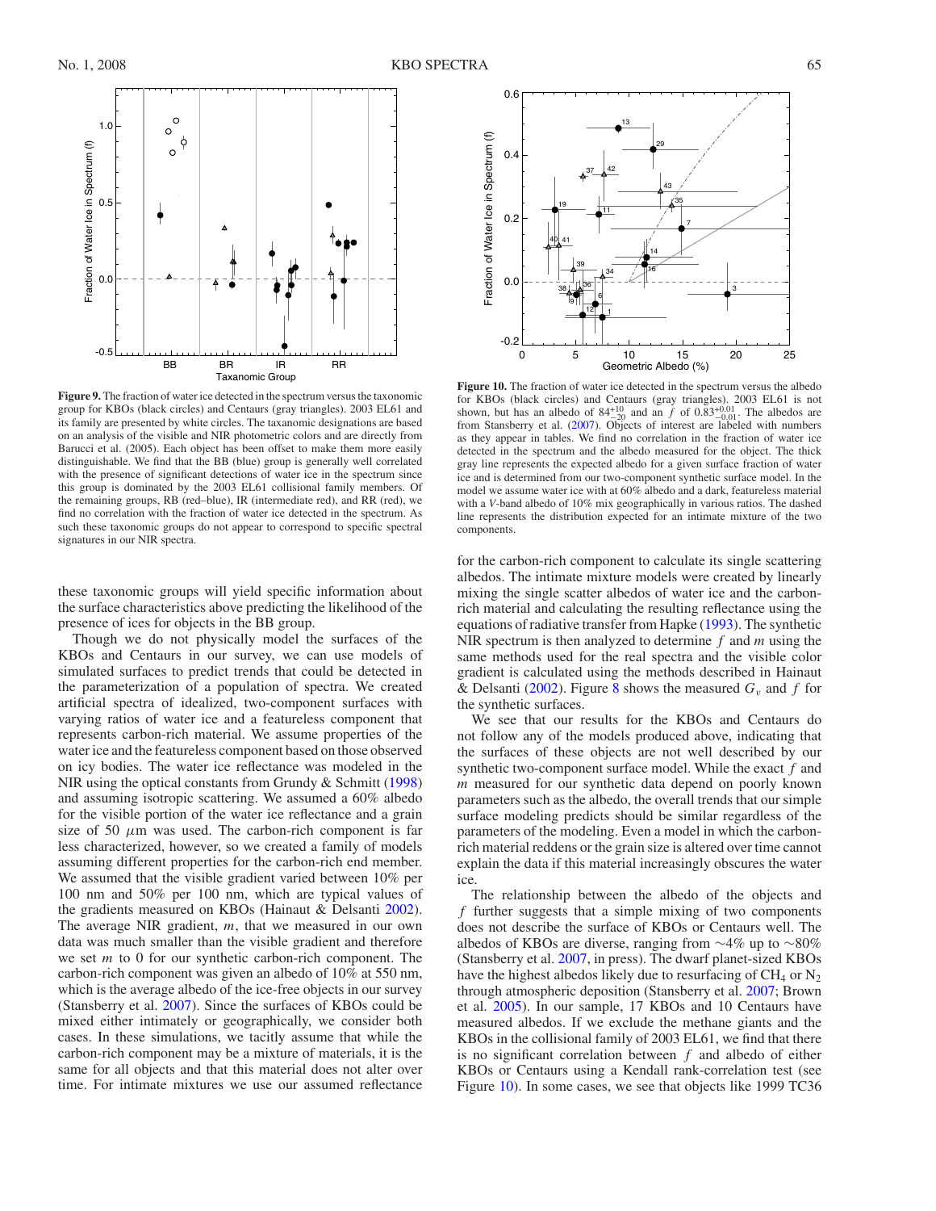**Figure 9.** The fraction of water ice detected in the spectrum versus the taxonomic group for KBOs (black circles) and Centaurs (gray triangles). 2003 EL61 and its family are presented by white circles. The taxonomic designations are based on an analysis of the visible and NIR photometric colors and are directly from Barucci et al. (2005). Each object has been offset to make them more easily distinguishable. We find that the BB (blue) group is generally well correlated with the presence of significant detections of water ice in the spectrum since this group is dominated by the 2003 EL61 collisional family members. Of the remaining groups, RB (red–blue), IR (intermediate red), and RR (red), we find no correlation with the fraction of water ice detected in the spectrum. As such these taxonomic groups do not appear to correspond to specific spectral signatures in our NIR spectra.

**Figure 10.** The fraction of water ice detected in the spectrum versus the albedo for KBOs (black circles) and Centaurs (gray triangles). 2003 EL61 is not shown, but has an albedo of $84^{+10}_{-20}$ and an $f$ of $0.83^{+0.01}_{-0.01}$. The albedos are from Stansberry et al. (2007). Objects of interest are labeled with numbers as they appear in tables. We find no correlation in the fraction of water ice detected in the spectrum and the albedo measured for the object. The thick gray line represents the expected albedo for a given surface fraction of water ice and is determined from our two-component synthetic surface model. In the model we assume water ice with at 60% albedo and a dark, featureless material with a $V$-band albedo of 10% mix geographically in various ratios. The dashed line represents the distribution expected for an intimate mixture of the two components.

these taxonomic groups will yield specific information about the surface characteristics above predicting the likelihood of the presence of ices for objects in the BB group.

Though we do not physically model the surfaces of the KBOs and Centaurs in our survey, we can use models of simulated surfaces to predict trends that could be detected in the parameterization of a population of spectra. We created artificial spectra of idealized, two-component surfaces with varying ratios of water ice and a featureless component that represents carbon-rich material. We assume properties of the water ice and the featureless component based on those observed on icy bodies. The water ice reflectance was modeled in the NIR using the optical constants from Grundy & Schmitt (1998) and assuming isotropic scattering. We assumed a 60% albedo for the visible portion of the water ice reflectance and a grain size of 50 $\mu$m was used. The carbon-rich component is far less characterized, however, so we created a family of models assuming different properties for the carbon-rich end member. We assumed that the visible gradient varied between 10% per 100 nm and 50% per 100 nm, which are typical values of the gradients measured on KBOs (Hainaut & Delsanti 2002). The average NIR gradient, $m$, that we measured in our own data was much smaller than the visible gradient and therefore we set $m$ to 0 for our synthetic carbon-rich component. The carbon-rich component was given an albedo of 10% at 550 nm, which is the average albedo of the ice-free objects in our survey (Stansberry et al. 2007). Since the surfaces of KBOs could be mixed either intimately or geographically, we consider both cases. In these simulations, we tacitly assume that while the carbon-rich component may be a mixture of materials, it is the same for all objects and that this material does not alter over time. For intimate mixtures we use our assumed reflectance for the carbon-rich component to calculate its single scattering albedos. The intimate mixture models were created by linearly mixing the single scatter albedos of water ice and the carbon-rich material and calculating the resulting reflectance using the equations of radiative transfer from Hapke (1993). The synthetic NIR spectrum is then analyzed to determine $f$ and $m$ using the same methods used for the real spectra and the visible color gradient is calculated using the methods described in Hainaut & Delsanti (2002). Figure 8 shows the measured $G_v$ and $f$ for the synthetic surfaces.

We see that our results for the KBOs and Centaurs do not follow any of the models produced above, indicating that the surfaces of these objects are not well described by our synthetic two-component surface model. While the exact $f$ and $m$ measured for our synthetic data depend on poorly known parameters such as the albedo, the overall trends that our simple surface modeling predicts should be similar regardless of the parameters of the modeling. Even a model in which the carbon-rich material reddens or the grain size is altered over time cannot explain the data if this material increasingly obscures the water ice.

The relationship between the albedo of the objects and $f$ further suggests that a simple mixing of two components does not describe the surface of KBOs or Centaurs well. The albedos of KBOs are diverse, ranging from ∼4% up to ∼80% (Stansberry et al. 2007, in press). The dwarf planet-sized KBOs have the highest albedos likely due to resurfacing of $CH_4$ or $N_2$ through atmospheric deposition (Stansberry et al. 2007; Brown et al. 2005). In our sample, 17 KBOs and 10 Centaurs have measured albedos. If we exclude the methane giants and the KBOs in the collisional family of 2003 EL61, we find that there is no significant correlation between $f$ and albedo of either KBOs or Centaurs using a Kendall rank-correlation test (see Figure 10). In some cases, we see that objects like 1999 TC36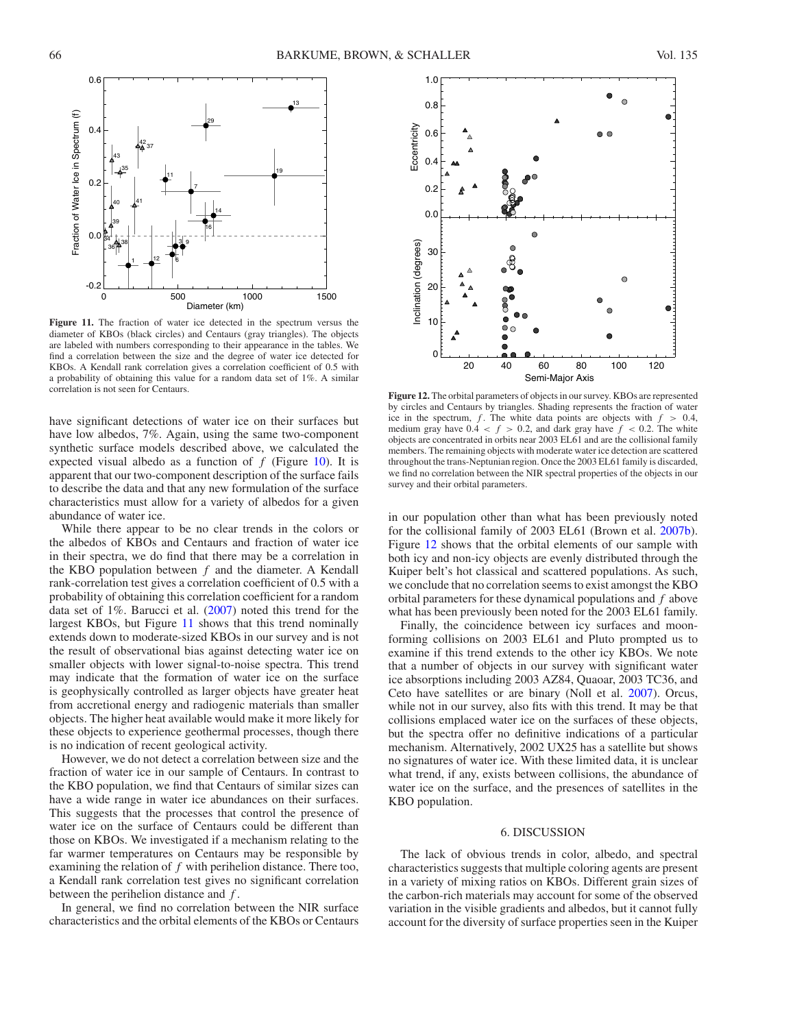**Figure 11.** The fraction of water ice detected in the spectrum versus the diameter of KBOs (black circles) and Centaurs (gray triangles). The objects are labeled with numbers corresponding to their appearance in the tables. We find a correlation between the size and the degree of water ice detected for KBOs. A Kendall rank correlation gives a correlation coefficient of 0.5 with a probability of obtaining this value for a random data set of 1%. A similar correlation is not seen for Centaurs.

have significant detections of water ice on their surfaces but have low albedos, 7%. Again, using the same two-component synthetic surface models described above, we calculated the expected visual albedo as a function of $f$ (Figure 10). It is apparent that our two-component description of the surface fails to describe the data and that any new formulation of the surface characteristics must allow for a variety of albedos for a given abundance of water ice.

While there appear to be no clear trends in the colors or the albedos of KBOs and Centaurs and fraction of water ice in their spectra, we do find that there may be a correlation in the KBO population between $f$ and the diameter. A Kendall rank-correlation test gives a correlation coefficient of 0.5 with a probability of obtaining this correlation coefficient for a random data set of 1%. Barucci et al. (2007) noted this trend for the largest KBOs, but Figure 11 shows that this trend nominally extends down to moderate-sized KBOs in our survey and is not the result of observational bias against detecting water ice on smaller objects with lower signal-to-noise spectra. This trend may indicate that the formation of water ice on the surface is geophysically controlled as larger objects have greater heat from accretional energy and radiogenic materials than smaller objects. The higher heat available would make it more likely for these objects to experience geothermal processes, though there is no indication of recent geological activity.

However, we do not detect a correlation between size and the fraction of water ice in our sample of Centaurs. In contrast to the KBO population, we find that Centaurs of similar sizes can have a wide range in water ice abundances on their surfaces. This suggests that the processes that control the presence of water ice on the surface of Centaurs could be different than those on KBOs. We investigated if a mechanism relating to the far warmer temperatures on Centaurs may be responsible by examining the relation of $f$ with perihelion distance. There too, a Kendall rank correlation test gives no significant correlation between the perihelion distance and $f$.

In general, we find no correlation between the NIR surface characteristics and the orbital elements of the KBOs or Centaurs in our population other than what has been previously noted for the collisional family of 2003 EL61 (Brown et al. 2007b). Figure 12 shows that the orbital elements of our sample with both icy and non-icy objects are evenly distributed through the Kuiper belt's hot classical and scattered populations. As such, we conclude that no correlation seems to exist amongst the KBO orbital parameters for these dynamical populations and $f$ above what has been previously been noted for the 2003 EL61 family.

**Figure 12.** The orbital parameters of objects in our survey. KBOs are represented by circles and Centaurs by triangles. Shading represents the fraction of water ice in the spectrum, $f$. The white data points are objects with $f > 0.4$, medium gray have $0.4 < f > 0.2$, and dark gray have $f < 0.2$. The white objects are concentrated in orbits near 2003 EL61 and are the collisional family members. The remaining objects with moderate water ice detection are scattered throughout the trans-Neptunian region. Once the 2003 EL61 family is discarded, we find no correlation between the NIR spectral properties of the objects in our survey and their orbital parameters.

Finally, the coincidence between icy surfaces and moon-forming collisions on 2003 EL61 and Pluto prompted us to examine if this trend extends to the other icy KBOs. We note that a number of objects in our survey with significant water ice absorptions including 2003 AZ84, Quaoar, 2003 TC36, and Ceto have satellites or are binary (Noll et al. 2007). Orcus, while not in our survey, also fits with this trend. It may be that collisions emplaced water ice on the surfaces of these objects, but the spectra offer no definitive indications of a particular mechanism. Alternatively, 2002 UX25 has a satellite but shows no signatures of water ice. With these limited data, it is unclear what trend, if any, exists between collisions, the abundance of water ice on the surface, and the presences of satellites in the KBO population.

## 6. DISCUSSION

The lack of obvious trends in color, albedo, and spectral characteristics suggests that multiple coloring agents are present in a variety of mixing ratios on KBOs. Different grain sizes of the carbon-rich materials may account for some of the observed variation in the visible gradients and albedos, but it cannot fully account for the diversity of surface properties seen in the Kuiper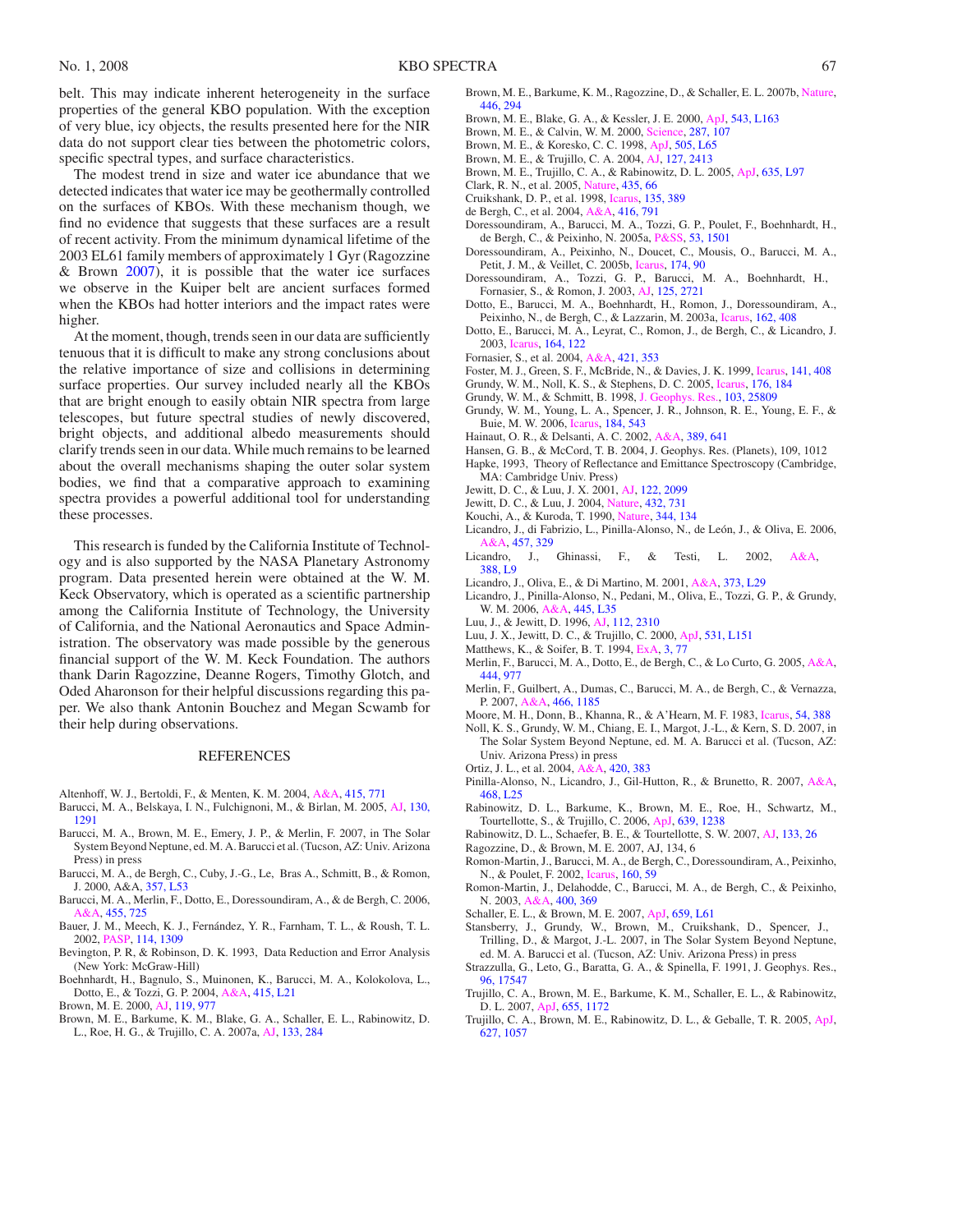belt. This may indicate inherent heterogeneity in the surface properties of the general KBO population. With the exception of very blue, icy objects, the results presented here for the NIR data do not support clear ties between the photometric colors, specific spectral types, and surface characteristics.

The modest trend in size and water ice abundance that we detected indicates that water ice may be geothermally controlled on the surfaces of KBOs. With these mechanism though, we find no evidence that suggests that these surfaces are a result of recent activity. From the minimum dynamical lifetime of the 2003 EL61 family members of approximately 1 Gyr (Ragozzine & Brown 2007), it is possible that the water ice surfaces we observe in the Kuiper belt are ancient surfaces formed when the KBOs had hotter interiors and the impact rates were higher.

At the moment, though, trends seen in our data are sufficiently tenuous that it is difficult to make any strong conclusions about the relative importance of size and collisions in determining surface properties. Our survey included nearly all the KBOs that are bright enough to easily obtain NIR spectra from large telescopes, but future spectral studies of newly discovered, bright objects, and additional albedo measurements should clarify trends seen in our data. While much remains to be learned about the overall mechanisms shaping the outer solar system bodies, we find that a comparative approach to examining spectra provides a powerful additional tool for understanding these processes.

This research is funded by the California Institute of Technology and is also supported by the NASA Planetary Astronomy program. Data presented herein were obtained at the W. M. Keck Observatory, which is operated as a scientific partnership among the California Institute of Technology, the University of California, and the National Aeronautics and Space Administration. The observatory was made possible by the generous financial support of the W. M. Keck Foundation. The authors thank Darin Ragozzine, Deanne Rogers, Timothy Glotch, and Oded Aharonson for their helpful discussions regarding this paper. We also thank Antonin Bouchez and Megan Scwamb for their help during observations.

## REFERENCES

Altenhoff, W. J., Bertoldi, F., & Menten, K. M. 2004, A&A, 415, 771
Barucci, M. A., Belskaya, I. N., Fulchignoni, M., & Birlan, M. 2005, AJ, 130, 1291
Barucci, M. A., Brown, M. E., Emery, J. P., & Merlin, F. 2007, in The Solar System Beyond Neptune, ed. M. A. Barucci et al. (Tucson, AZ: Univ. Arizona Press) in press
Barucci, M. A., de Bergh, C., Cuby, J.-G., Le, Bras A., Schmitt, B., & Romon, J. 2000, A&A, 357, L53
Barucci, M. A., Merlin, F., Dotto, E., Doressoundiram, A., & de Bergh, C. 2006, A&A, 455, 725
Bauer, J. M., Meech, K. J., Fernández, Y. R., Farnham, T. L., & Roush, T. L. 2002, PASP, 114, 1309
Bevington, P. R, & Robinson, D. K. 1993, Data Reduction and Error Analysis (New York: McGraw-Hill)
Boehnhardt, H., Bagnulo, S., Muinonen, K., Barucci, M. A., Kolokolova, L., Dotto, E., & Tozzi, G. P. 2004, A&A, 415, L21
Brown, M. E. 2000, AJ, 119, 977
Brown, M. E., Barkume, K. M., Blake, G. A., Schaller, E. L., Rabinowitz, D. L., Roe, H. G., & Trujillo, C. A. 2007a, AJ, 133, 284
Brown, M. E., Barkume, K. M., Ragozzine, D., & Schaller, E. L. 2007b, Nature, 446, 294
Brown, M. E., Blake, G. A., & Kessler, J. E. 2000, ApJ, 543, L163
Brown, M. E., & Calvin, W. M. 2000, Science, 287, 107
Brown, M. E., & Koresko, C. C. 1998, ApJ, 505, L65
Brown, M. E., & Trujillo, C. A. 2004, AJ, 127, 2413
Brown, M. E., Trujillo, C. A., & Rabinowitz, D. L. 2005, ApJ, 635, L97
Clark, R. N., et al. 2005, Nature, 435, 66
Cruikshank, D. P., et al. 1998, Icarus, 135, 389
de Bergh, C., et al. 2004, A&A, 416, 791
Doressoundiram, A., Barucci, M. A., Tozzi, G. P., Poulet, F., Boehnhardt, H., de Bergh, C., & Peixinho, N. 2005a, P&SS, 53, 1501
Doressoundiram, A., Peixinho, N., Doucet, C., Mousis, O., Barucci, M. A., Petit, J. M., & Veillet, C. 2005b, Icarus, 174, 90
Doressoundiram, A., Tozzi, G. P., Barucci, M. A., Boehnhardt, H., Fornasier, S., & Romon, J. 2003, AJ, 125, 2721
Dotto, E., Barucci, M. A., Boehnhardt, H., Romon, J., Doressoundiram, A., Peixinho, N., de Bergh, C., & Lazzarin, M. 2003a, Icarus, 162, 408
Dotto, E., Barucci, M. A., Leyrat, C., Romon, J., de Bergh, C., & Licandro, J. 2003, Icarus, 164, 122
Fornasier, S., et al. 2004, A&A, 421, 353
Foster, M. J., Green, S. F., McBride, N., & Davies, J. K. 1999, Icarus, 141, 408
Grundy, W. M., Noll, K. S., & Stephens, D. C. 2005, Icarus, 176, 184
Grundy, W. M., & Schmitt, B. 1998, J. Geophys. Res., 103, 25809
Grundy, W. M., Young, L. A., Spencer, J. R., Johnson, R. E., Young, E. F., & Buie, M. W. 2006, Icarus, 184, 543
Hainaut, O. R., & Delsanti, A. C. 2002, A&A, 389, 641
Hansen, G. B., & McCord, T. B. 2004, J. Geophys. Res. (Planets), 109, 1012
Hapke, 1993, Theory of Reflectance and Emittance Spectroscopy (Cambridge, MA: Cambridge Univ. Press)
Jewitt, D. C., & Luu, J. X. 2001, AJ, 122, 2099
Jewitt, D. C., & Luu, J. 2004, Nature, 432, 731
Kouchi, A., & Kuroda, T. 1990, Nature, 344, 134
Licandro, J., di Fabrizio, L., Pinilla-Alonso, N., de León, J., & Oliva, E. 2006, A&A, 457, 329
Licandro, J., Ghinassi, F., & Testi, L. 2002, A&A, 388, L9
Licandro, J., Oliva, E., & Di Martino, M. 2001, A&A, 373, L29
Licandro, J., Pinilla-Alonso, N., Pedani, M., Oliva, E., Tozzi, G. P., & Grundy, W. M. 2006, A&A, 445, L35
Luu, J., & Jewitt, D. 1996, AJ, 112, 2310
Luu, J. X., Jewitt, D. C., & Trujillo, C. 2000, ApJ, 531, L151
Matthews, K., & Soifer, B. T. 1994, ExA, 3, 77
Merlin, F., Barucci, M. A., Dotto, E., de Bergh, C., & Lo Curto, G. 2005, A&A, 444, 977
Merlin, F., Guilbert, A., Dumas, C., Barucci, M. A., de Bergh, C., & Vernazza, P. 2007, A&A, 466, 1185
Moore, M. H., Donn, B., Khanna, R., & A'Hearn, M. F. 1983, Icarus, 54, 388
Noll, K. S., Grundy, W. M., Chiang, E. I., Margot, J.-L., & Kern, S. D. 2007, in The Solar System Beyond Neptune, ed. M. A. Barucci et al. (Tucson, AZ: Univ. Arizona Press) in press
Ortiz, J. L., et al. 2004, A&A, 420, 383
Pinilla-Alonso, N., Licandro, J., Gil-Hutton, R., & Brunetto, R. 2007, A&A, 468, L25
Rabinowitz, D. L., Barkume, K., Brown, M. E., Roe, H., Schwartz, M., Tourtellotte, S., & Trujillo, C. 2006, ApJ, 639, 1238
Rabinowitz, D. L., Schaefer, B. E., & Tourtellotte, S. W. 2007, AJ, 133, 26
Ragozzine, D., & Brown, M. E. 2007, AJ, 134, 6
Romon-Martin, J., Barucci, M. A., de Bergh, C., Doressoundiram, A., Peixinho, N., & Poulet, F. 2002, Icarus, 160, 59
Romon-Martin, J., Delahodde, C., Barucci, M. A., de Bergh, C., & Peixinho, N. 2003, A&A, 400, 369
Schaller, E. L., & Brown, M. E. 2007, ApJ, 659, L61
Stansberry, J., Grundy, W., Brown, M., Cruikshank, D., Spencer, J., Trilling, D., & Margot, J.-L. 2007, in The Solar System Beyond Neptune, ed. M. A. Barucci et al. (Tucson, AZ: Univ. Arizona Press) in press
Strazzulla, G., Leto, G., Baratta, G. A., & Spinella, F. 1991, J. Geophys. Res., 96, 17547
Trujillo, C. A., Brown, M. E., Barkume, K. M., Schaller, E. L., & Rabinowitz, D. L. 2007, ApJ, 655, 1172
Trujillo, C. A., Brown, M. E., Rabinowitz, D. L., & Geballe, T. R. 2005, ApJ, 627, 1057